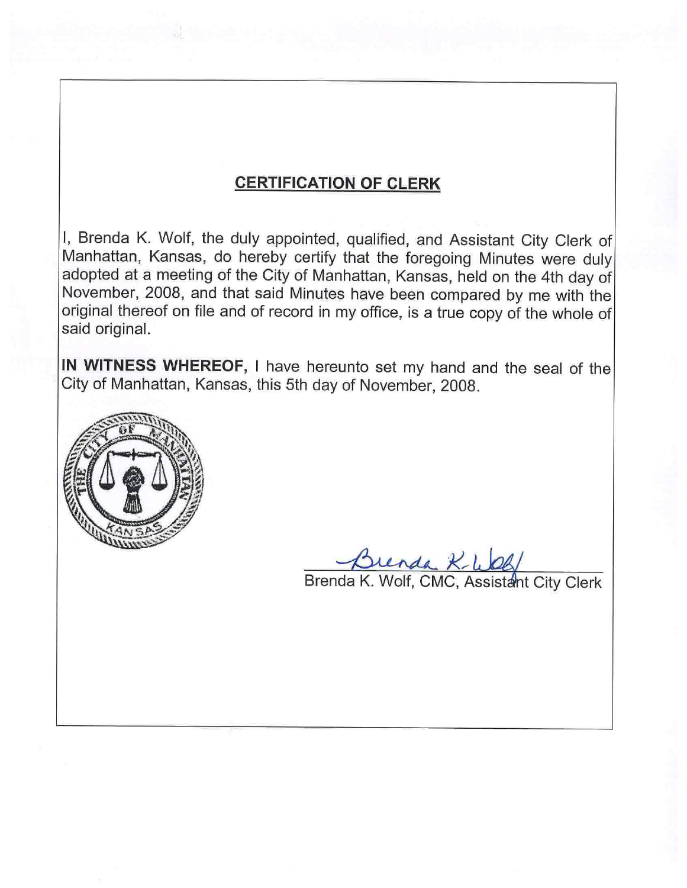## CERTIFICATION OF CLERK

I, Brenda K. Wolf, the duly appointed, qualified, and Assistant City Clerk of Manhattan, Kansas, do hereby certify that the foregoing Minutes were duly adopted at a meeting of the City of Manhattan, Kansas, held on the 4th day of November, 2008, and that said Minutes have been compared by me with the original thereof on file and of record in my office, is a true copy of the whole of said original.

**IN WITNESS WHEREOF,** I have hereunto set my hand and the seal of the City of Manhattan, Kansas, this 5th day of November, 2008.

Brenda K. Wolf

Brenda K. Wolf, CMC, Assistant City Clerk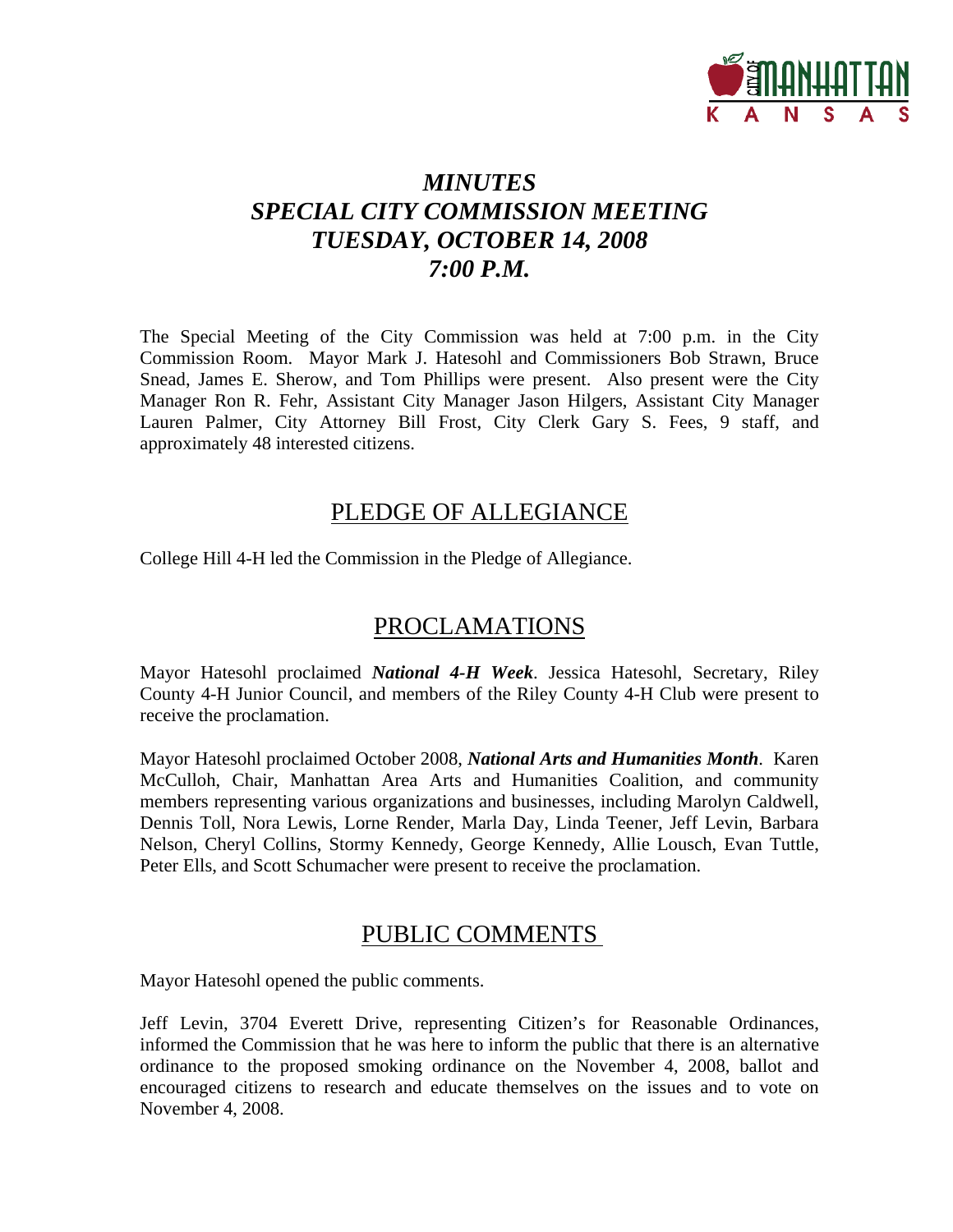# *MINUTES*
# *SPECIAL CITY COMMISSION MEETING*
# *TUESDAY, OCTOBER 14, 2008*
# *7:00 P.M.*

The Special Meeting of the City Commission was held at 7:00 p.m. in the City Commission Room. Mayor Mark J. Hatesohl and Commissioners Bob Strawn, Bruce Snead, James E. Sherow, and Tom Phillips were present. Also present were the City Manager Ron R. Fehr, Assistant City Manager Jason Hilgers, Assistant City Manager Lauren Palmer, City Attorney Bill Frost, City Clerk Gary S. Fees, 9 staff, and approximately 48 interested citizens.

## PLEDGE OF ALLEGIANCE

College Hill 4-H led the Commission in the Pledge of Allegiance.

## PROCLAMATIONS

Mayor Hatesohl proclaimed ***National 4-H Week***. Jessica Hatesohl, Secretary, Riley County 4-H Junior Council, and members of the Riley County 4-H Club were present to receive the proclamation.

Mayor Hatesohl proclaimed October 2008, ***National Arts and Humanities Month***. Karen McCulloh, Chair, Manhattan Area Arts and Humanities Coalition, and community members representing various organizations and businesses, including Marolyn Caldwell, Dennis Toll, Nora Lewis, Lorne Render, Marla Day, Linda Teener, Jeff Levin, Barbara Nelson, Cheryl Collins, Stormy Kennedy, George Kennedy, Allie Lousch, Evan Tuttle, Peter Ells, and Scott Schumacher were present to receive the proclamation.

## PUBLIC COMMENTS

Mayor Hatesohl opened the public comments.

Jeff Levin, 3704 Everett Drive, representing Citizen's for Reasonable Ordinances, informed the Commission that he was here to inform the public that there is an alternative ordinance to the proposed smoking ordinance on the November 4, 2008, ballot and encouraged citizens to research and educate themselves on the issues and to vote on November 4, 2008.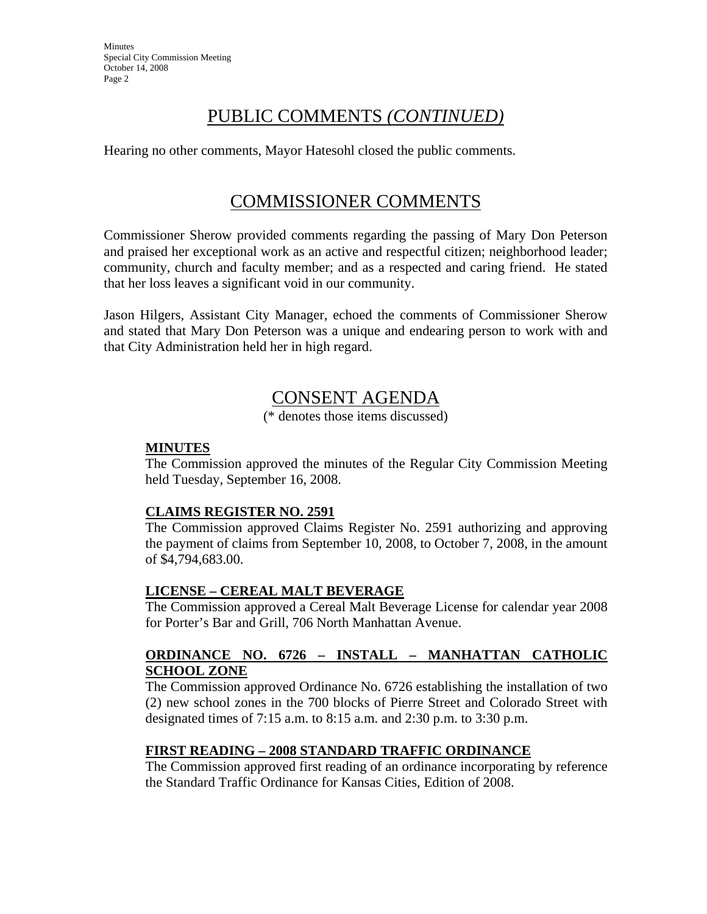# PUBLIC COMMENTS *(CONTINUED)*

Hearing no other comments, Mayor Hatesohl closed the public comments.

# COMMISSIONER COMMENTS

Commissioner Sherow provided comments regarding the passing of Mary Don Peterson and praised her exceptional work as an active and respectful citizen; neighborhood leader; community, church and faculty member; and as a respected and caring friend. He stated that her loss leaves a significant void in our community.

Jason Hilgers, Assistant City Manager, echoed the comments of Commissioner Sherow and stated that Mary Don Peterson was a unique and endearing person to work with and that City Administration held her in high regard.

# CONSENT AGENDA

(* denotes those items discussed)

**MINUTES**

The Commission approved the minutes of the Regular City Commission Meeting held Tuesday, September 16, 2008.

**CLAIMS REGISTER NO. 2591**

The Commission approved Claims Register No. 2591 authorizing and approving the payment of claims from September 10, 2008, to October 7, 2008, in the amount of $4,794,683.00.

**LICENSE – CEREAL MALT BEVERAGE**

The Commission approved a Cereal Malt Beverage License for calendar year 2008 for Porter's Bar and Grill, 706 North Manhattan Avenue.

**ORDINANCE NO. 6726 – INSTALL – MANHATTAN CATHOLIC SCHOOL ZONE**

The Commission approved Ordinance No. 6726 establishing the installation of two (2) new school zones in the 700 blocks of Pierre Street and Colorado Street with designated times of 7:15 a.m. to 8:15 a.m. and 2:30 p.m. to 3:30 p.m.

**FIRST READING – 2008 STANDARD TRAFFIC ORDINANCE**

The Commission approved first reading of an ordinance incorporating by reference the Standard Traffic Ordinance for Kansas Cities, Edition of 2008.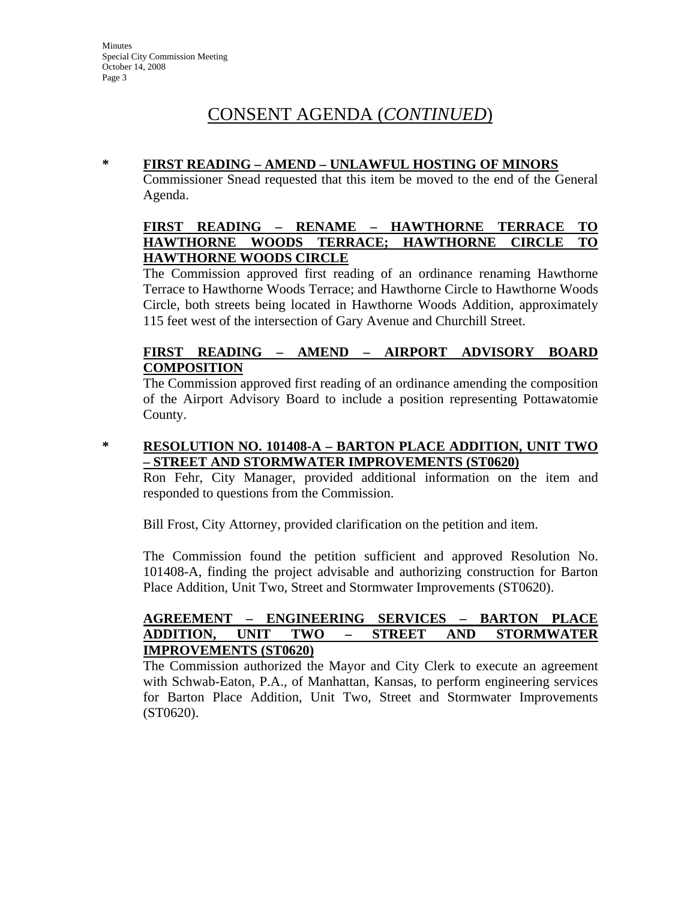# CONSENT AGENDA (*CONTINUED*)

\* **FIRST READING – AMEND – UNLAWFUL HOSTING OF MINORS**

Commissioner Snead requested that this item be moved to the end of the General Agenda.

**FIRST READING – RENAME – HAWTHORNE TERRACE TO HAWTHORNE WOODS TERRACE; HAWTHORNE CIRCLE TO HAWTHORNE WOODS CIRCLE**

The Commission approved first reading of an ordinance renaming Hawthorne Terrace to Hawthorne Woods Terrace; and Hawthorne Circle to Hawthorne Woods Circle, both streets being located in Hawthorne Woods Addition, approximately 115 feet west of the intersection of Gary Avenue and Churchill Street.

**FIRST READING – AMEND – AIRPORT ADVISORY BOARD COMPOSITION**

The Commission approved first reading of an ordinance amending the composition of the Airport Advisory Board to include a position representing Pottawatomie County.

\* **RESOLUTION NO. 101408-A – BARTON PLACE ADDITION, UNIT TWO – STREET AND STORMWATER IMPROVEMENTS (ST0620)**

Ron Fehr, City Manager, provided additional information on the item and responded to questions from the Commission.

Bill Frost, City Attorney, provided clarification on the petition and item.

The Commission found the petition sufficient and approved Resolution No. 101408-A, finding the project advisable and authorizing construction for Barton Place Addition, Unit Two, Street and Stormwater Improvements (ST0620).

**AGREEMENT – ENGINEERING SERVICES – BARTON PLACE ADDITION, UNIT TWO – STREET AND STORMWATER IMPROVEMENTS (ST0620)**

The Commission authorized the Mayor and City Clerk to execute an agreement with Schwab-Eaton, P.A., of Manhattan, Kansas, to perform engineering services for Barton Place Addition, Unit Two, Street and Stormwater Improvements (ST0620).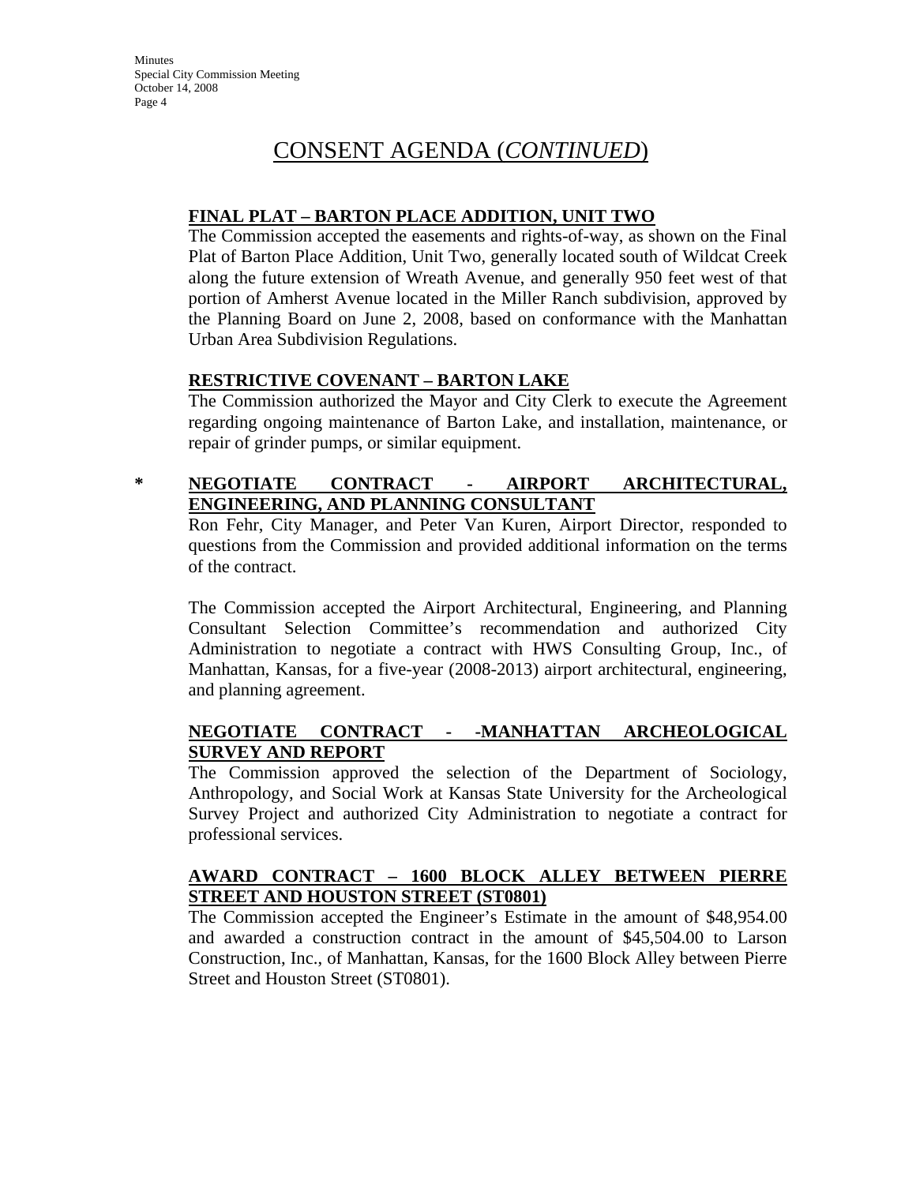# CONSENT AGENDA (*CONTINUED*)

**FINAL PLAT – BARTON PLACE ADDITION, UNIT TWO**

The Commission accepted the easements and rights-of-way, as shown on the Final Plat of Barton Place Addition, Unit Two, generally located south of Wildcat Creek along the future extension of Wreath Avenue, and generally 950 feet west of that portion of Amherst Avenue located in the Miller Ranch subdivision, approved by the Planning Board on June 2, 2008, based on conformance with the Manhattan Urban Area Subdivision Regulations.

**RESTRICTIVE COVENANT – BARTON LAKE**

The Commission authorized the Mayor and City Clerk to execute the Agreement regarding ongoing maintenance of Barton Lake, and installation, maintenance, or repair of grinder pumps, or similar equipment.

\* **NEGOTIATE CONTRACT - AIRPORT ARCHITECTURAL, ENGINEERING, AND PLANNING CONSULTANT**

Ron Fehr, City Manager, and Peter Van Kuren, Airport Director, responded to questions from the Commission and provided additional information on the terms of the contract.

The Commission accepted the Airport Architectural, Engineering, and Planning Consultant Selection Committee's recommendation and authorized City Administration to negotiate a contract with HWS Consulting Group, Inc., of Manhattan, Kansas, for a five-year (2008-2013) airport architectural, engineering, and planning agreement.

**NEGOTIATE CONTRACT - -MANHATTAN ARCHEOLOGICAL SURVEY AND REPORT**

The Commission approved the selection of the Department of Sociology, Anthropology, and Social Work at Kansas State University for the Archeological Survey Project and authorized City Administration to negotiate a contract for professional services.

**AWARD CONTRACT – 1600 BLOCK ALLEY BETWEEN PIERRE STREET AND HOUSTON STREET (ST0801)**

The Commission accepted the Engineer's Estimate in the amount of $48,954.00 and awarded a construction contract in the amount of $45,504.00 to Larson Construction, Inc., of Manhattan, Kansas, for the 1600 Block Alley between Pierre Street and Houston Street (ST0801).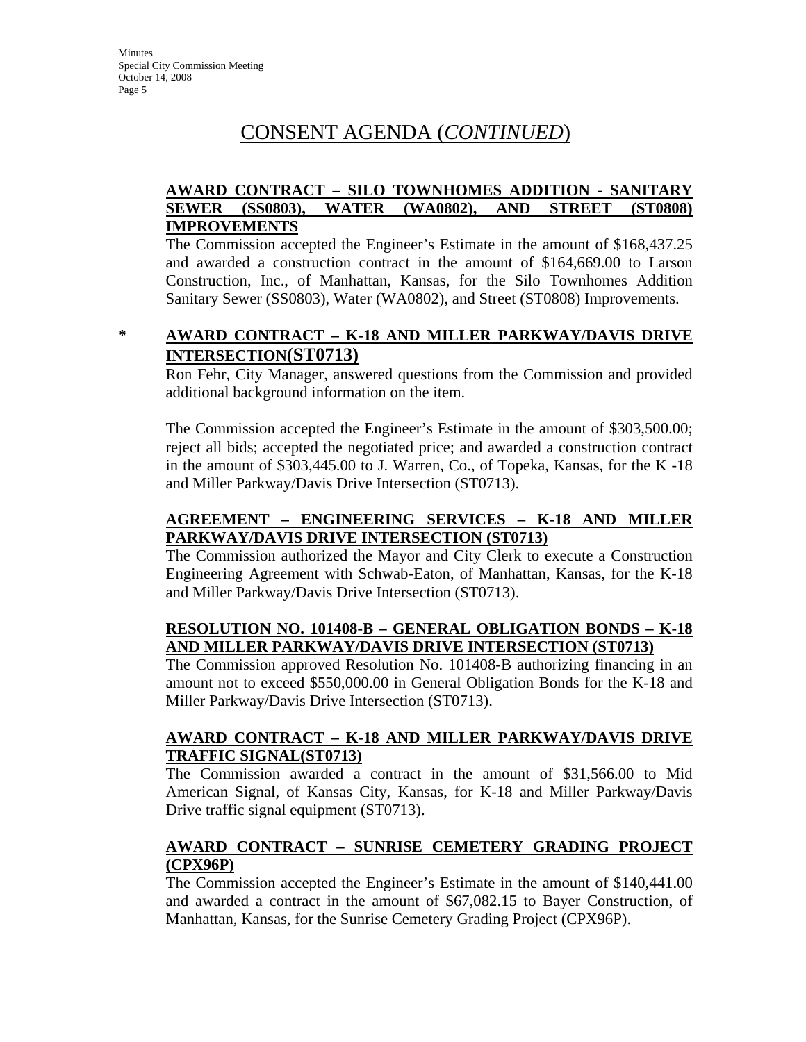# CONSENT AGENDA (*CONTINUED*)

**AWARD CONTRACT – SILO TOWNHOMES ADDITION - SANITARY SEWER (SS0803), WATER (WA0802), AND STREET (ST0808) IMPROVEMENTS**

The Commission accepted the Engineer's Estimate in the amount of $168,437.25 and awarded a construction contract in the amount of $164,669.00 to Larson Construction, Inc., of Manhattan, Kansas, for the Silo Townhomes Addition Sanitary Sewer (SS0803), Water (WA0802), and Street (ST0808) Improvements.

\* **AWARD CONTRACT – K-18 AND MILLER PARKWAY/DAVIS DRIVE INTERSECTION(ST0713)**

Ron Fehr, City Manager, answered questions from the Commission and provided additional background information on the item.

The Commission accepted the Engineer's Estimate in the amount of $303,500.00; reject all bids; accepted the negotiated price; and awarded a construction contract in the amount of $303,445.00 to J. Warren, Co., of Topeka, Kansas, for the K -18 and Miller Parkway/Davis Drive Intersection (ST0713).

**AGREEMENT – ENGINEERING SERVICES – K-18 AND MILLER PARKWAY/DAVIS DRIVE INTERSECTION (ST0713)**

The Commission authorized the Mayor and City Clerk to execute a Construction Engineering Agreement with Schwab-Eaton, of Manhattan, Kansas, for the K-18 and Miller Parkway/Davis Drive Intersection (ST0713).

**RESOLUTION NO. 101408-B – GENERAL OBLIGATION BONDS – K-18 AND MILLER PARKWAY/DAVIS DRIVE INTERSECTION (ST0713)**

The Commission approved Resolution No. 101408-B authorizing financing in an amount not to exceed $550,000.00 in General Obligation Bonds for the K-18 and Miller Parkway/Davis Drive Intersection (ST0713).

**AWARD CONTRACT – K-18 AND MILLER PARKWAY/DAVIS DRIVE TRAFFIC SIGNAL(ST0713)**

The Commission awarded a contract in the amount of $31,566.00 to Mid American Signal, of Kansas City, Kansas, for K-18 and Miller Parkway/Davis Drive traffic signal equipment (ST0713).

**AWARD CONTRACT – SUNRISE CEMETERY GRADING PROJECT (CPX96P)**

The Commission accepted the Engineer's Estimate in the amount of $140,441.00 and awarded a contract in the amount of $67,082.15 to Bayer Construction, of Manhattan, Kansas, for the Sunrise Cemetery Grading Project (CPX96P).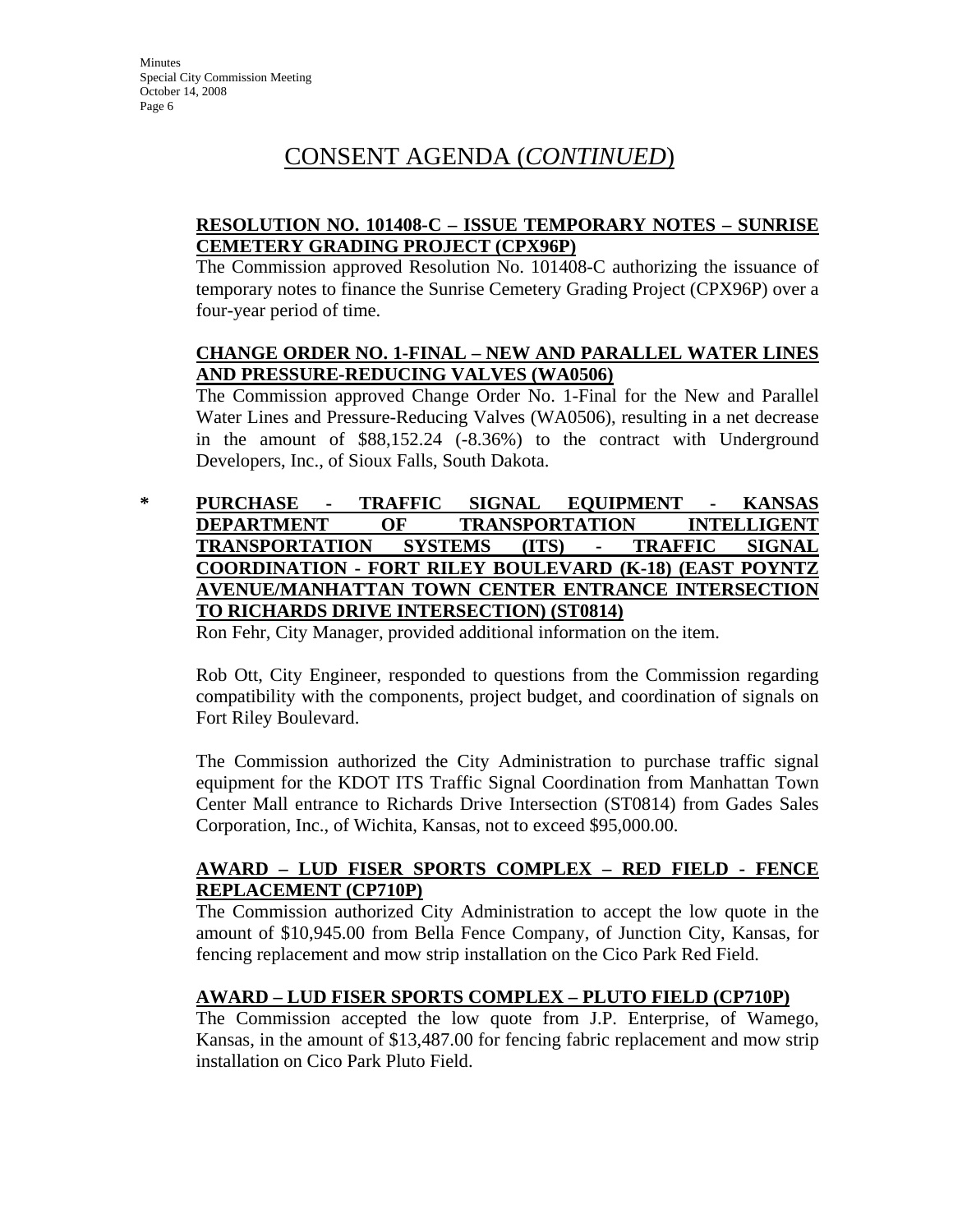# CONSENT AGENDA (*CONTINUED*)

**RESOLUTION NO. 101408-C – ISSUE TEMPORARY NOTES – SUNRISE CEMETERY GRADING PROJECT (CPX96P)**

The Commission approved Resolution No. 101408-C authorizing the issuance of temporary notes to finance the Sunrise Cemetery Grading Project (CPX96P) over a four-year period of time.

**CHANGE ORDER NO. 1-FINAL – NEW AND PARALLEL WATER LINES AND PRESSURE-REDUCING VALVES (WA0506)**

The Commission approved Change Order No. 1-Final for the New and Parallel Water Lines and Pressure-Reducing Valves (WA0506), resulting in a net decrease in the amount of $88,152.24 (-8.36%) to the contract with Underground Developers, Inc., of Sioux Falls, South Dakota.

\* **PURCHASE - TRAFFIC SIGNAL EQUIPMENT - KANSAS DEPARTMENT OF TRANSPORTATION INTELLIGENT TRANSPORTATION SYSTEMS (ITS) - TRAFFIC SIGNAL COORDINATION - FORT RILEY BOULEVARD (K-18) (EAST POYNTZ AVENUE/MANHATTAN TOWN CENTER ENTRANCE INTERSECTION TO RICHARDS DRIVE INTERSECTION) (ST0814)**

Ron Fehr, City Manager, provided additional information on the item.

Rob Ott, City Engineer, responded to questions from the Commission regarding compatibility with the components, project budget, and coordination of signals on Fort Riley Boulevard.

The Commission authorized the City Administration to purchase traffic signal equipment for the KDOT ITS Traffic Signal Coordination from Manhattan Town Center Mall entrance to Richards Drive Intersection (ST0814) from Gades Sales Corporation, Inc., of Wichita, Kansas, not to exceed $95,000.00.

**AWARD – LUD FISER SPORTS COMPLEX – RED FIELD - FENCE REPLACEMENT (CP710P)**

The Commission authorized City Administration to accept the low quote in the amount of $10,945.00 from Bella Fence Company, of Junction City, Kansas, for fencing replacement and mow strip installation on the Cico Park Red Field.

**AWARD – LUD FISER SPORTS COMPLEX – PLUTO FIELD (CP710P)**

The Commission accepted the low quote from J.P. Enterprise, of Wamego, Kansas, in the amount of $13,487.00 for fencing fabric replacement and mow strip installation on Cico Park Pluto Field.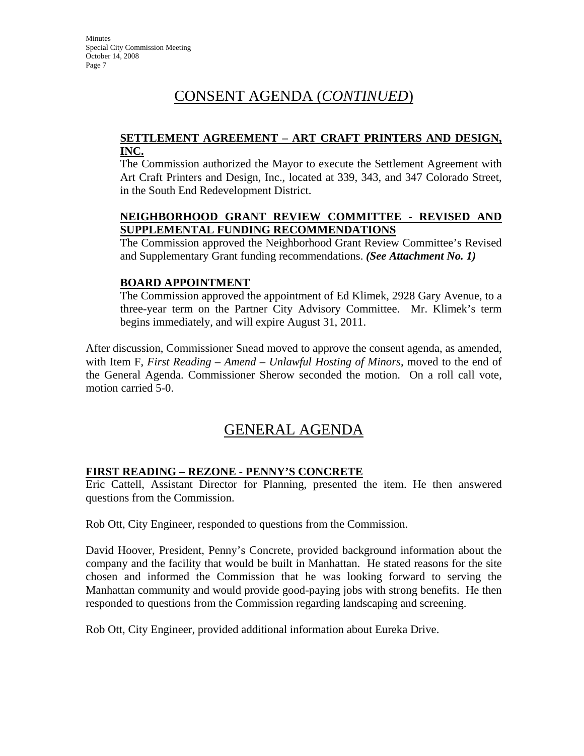# CONSENT AGENDA (*CONTINUED*)

**SETTLEMENT AGREEMENT – ART CRAFT PRINTERS AND DESIGN, INC.**

The Commission authorized the Mayor to execute the Settlement Agreement with Art Craft Printers and Design, Inc., located at 339, 343, and 347 Colorado Street, in the South End Redevelopment District.

**NEIGHBORHOOD GRANT REVIEW COMMITTEE - REVISED AND SUPPLEMENTAL FUNDING RECOMMENDATIONS**

The Commission approved the Neighborhood Grant Review Committee's Revised and Supplementary Grant funding recommendations. ***(See Attachment No. 1)***

**BOARD APPOINTMENT**

The Commission approved the appointment of Ed Klimek, 2928 Gary Avenue, to a three-year term on the Partner City Advisory Committee. Mr. Klimek's term begins immediately, and will expire August 31, 2011.

After discussion, Commissioner Snead moved to approve the consent agenda, as amended, with Item F, *First Reading – Amend – Unlawful Hosting of Minors*, moved to the end of the General Agenda. Commissioner Sherow seconded the motion. On a roll call vote, motion carried 5-0.

# GENERAL AGENDA

**FIRST READING – REZONE - PENNY'S CONCRETE**

Eric Cattell, Assistant Director for Planning, presented the item. He then answered questions from the Commission.

Rob Ott, City Engineer, responded to questions from the Commission.

David Hoover, President, Penny's Concrete, provided background information about the company and the facility that would be built in Manhattan. He stated reasons for the site chosen and informed the Commission that he was looking forward to serving the Manhattan community and would provide good-paying jobs with strong benefits. He then responded to questions from the Commission regarding landscaping and screening.

Rob Ott, City Engineer, provided additional information about Eureka Drive.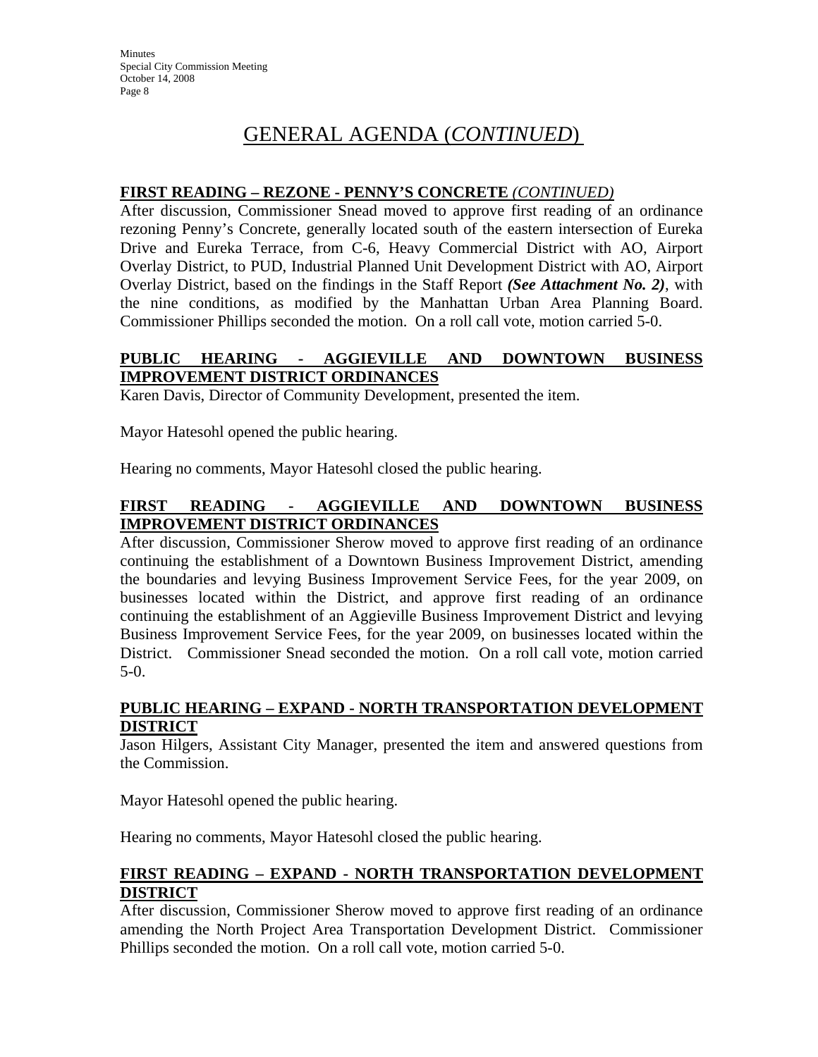# GENERAL AGENDA (*CONTINUED*)

## FIRST READING – REZONE - PENNY'S CONCRETE *(CONTINUED)*

After discussion, Commissioner Snead moved to approve first reading of an ordinance rezoning Penny's Concrete, generally located south of the eastern intersection of Eureka Drive and Eureka Terrace, from C-6, Heavy Commercial District with AO, Airport Overlay District, to PUD, Industrial Planned Unit Development District with AO, Airport Overlay District, based on the findings in the Staff Report ***(See Attachment No. 2)***, with the nine conditions, as modified by the Manhattan Urban Area Planning Board. Commissioner Phillips seconded the motion. On a roll call vote, motion carried 5-0.

## PUBLIC HEARING - AGGIEVILLE AND DOWNTOWN BUSINESS IMPROVEMENT DISTRICT ORDINANCES

Karen Davis, Director of Community Development, presented the item.

Mayor Hatesohl opened the public hearing.

Hearing no comments, Mayor Hatesohl closed the public hearing.

## FIRST READING - AGGIEVILLE AND DOWNTOWN BUSINESS IMPROVEMENT DISTRICT ORDINANCES

After discussion, Commissioner Sherow moved to approve first reading of an ordinance continuing the establishment of a Downtown Business Improvement District, amending the boundaries and levying Business Improvement Service Fees, for the year 2009, on businesses located within the District, and approve first reading of an ordinance continuing the establishment of an Aggieville Business Improvement District and levying Business Improvement Service Fees, for the year 2009, on businesses located within the District. Commissioner Snead seconded the motion. On a roll call vote, motion carried 5-0.

## PUBLIC HEARING – EXPAND - NORTH TRANSPORTATION DEVELOPMENT DISTRICT

Jason Hilgers, Assistant City Manager, presented the item and answered questions from the Commission.

Mayor Hatesohl opened the public hearing.

Hearing no comments, Mayor Hatesohl closed the public hearing.

## FIRST READING – EXPAND - NORTH TRANSPORTATION DEVELOPMENT DISTRICT

After discussion, Commissioner Sherow moved to approve first reading of an ordinance amending the North Project Area Transportation Development District. Commissioner Phillips seconded the motion. On a roll call vote, motion carried 5-0.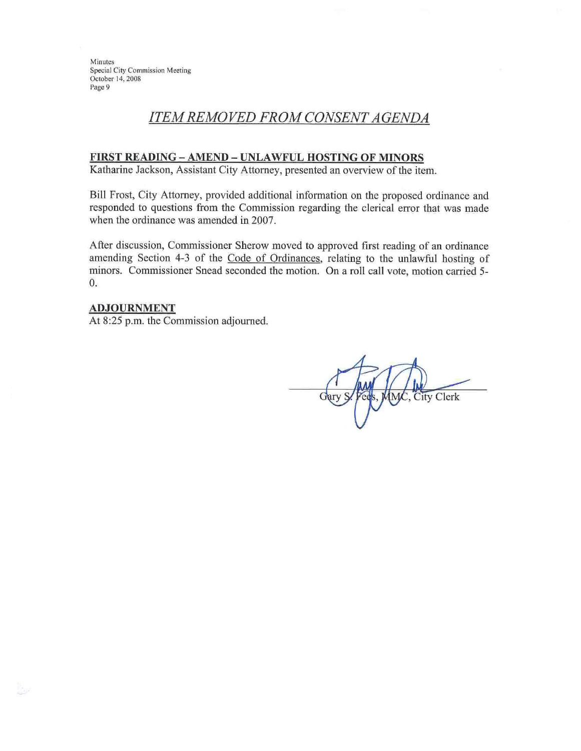## *ITEM REMOVED FROM CONSENT AGENDA*

**FIRST READING – AMEND – UNLAWFUL HOSTING OF MINORS**

Katharine Jackson, Assistant City Attorney, presented an overview of the item.

Bill Frost, City Attorney, provided additional information on the proposed ordinance and responded to questions from the Commission regarding the clerical error that was made when the ordinance was amended in 2007.

After discussion, Commissioner Sherow moved to approved first reading of an ordinance amending Section 4-3 of the Code of Ordinances, relating to the unlawful hosting of minors. Commissioner Snead seconded the motion. On a roll call vote, motion carried 5-0.

**ADJOURNMENT**

At 8:25 p.m. the Commission adjourned.

Gary S. Fees, MMC, City Clerk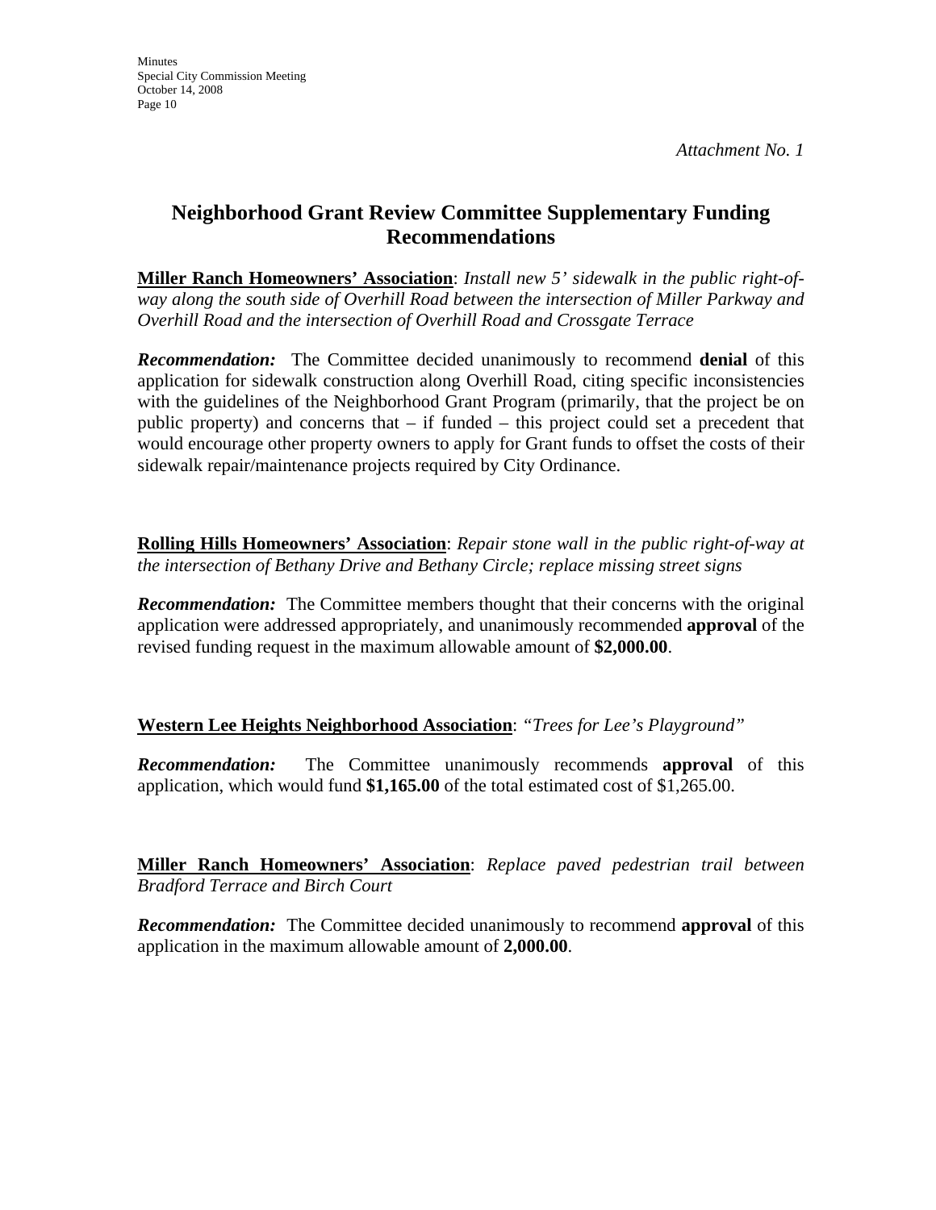*Attachment No. 1*

# Neighborhood Grant Review Committee Supplementary Funding Recommendations

**Miller Ranch Homeowners' Association**: *Install new 5' sidewalk in the public right-of-way along the south side of Overhill Road between the intersection of Miller Parkway and Overhill Road and the intersection of Overhill Road and Crossgate Terrace*

***Recommendation:*** The Committee decided unanimously to recommend **denial** of this application for sidewalk construction along Overhill Road, citing specific inconsistencies with the guidelines of the Neighborhood Grant Program (primarily, that the project be on public property) and concerns that – if funded – this project could set a precedent that would encourage other property owners to apply for Grant funds to offset the costs of their sidewalk repair/maintenance projects required by City Ordinance.

**Rolling Hills Homeowners' Association**: *Repair stone wall in the public right-of-way at the intersection of Bethany Drive and Bethany Circle; replace missing street signs*

***Recommendation:*** The Committee members thought that their concerns with the original application were addressed appropriately, and unanimously recommended **approval** of the revised funding request in the maximum allowable amount of **$2,000.00**.

**Western Lee Heights Neighborhood Association**: *"Trees for Lee's Playground"*

***Recommendation:*** The Committee unanimously recommends **approval** of this application, which would fund **$1,165.00** of the total estimated cost of $1,265.00.

**Miller Ranch Homeowners' Association**: *Replace paved pedestrian trail between Bradford Terrace and Birch Court*

***Recommendation:*** The Committee decided unanimously to recommend **approval** of this application in the maximum allowable amount of **2,000.00**.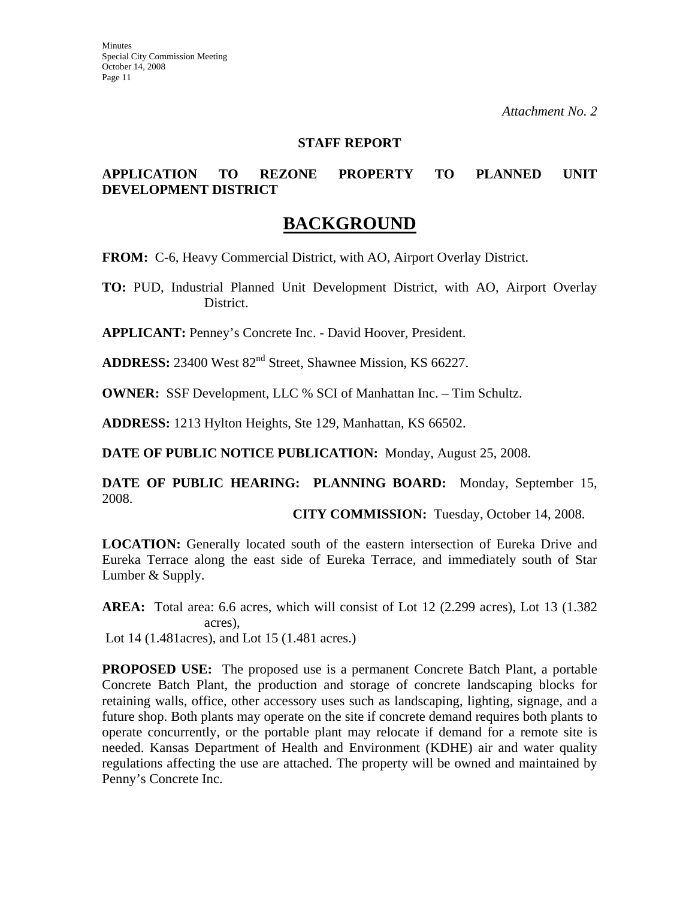*Attachment No. 2*

**STAFF REPORT**

**APPLICATION TO REZONE PROPERTY TO PLANNED UNIT DEVELOPMENT DISTRICT**

# BACKGROUND

**FROM:** C-6, Heavy Commercial District, with AO, Airport Overlay District.

**TO:** PUD, Industrial Planned Unit Development District, with AO, Airport Overlay District.

**APPLICANT:** Penney's Concrete Inc. - David Hoover, President.

**ADDRESS:** 23400 West 82nd Street, Shawnee Mission, KS 66227.

**OWNER:** SSF Development, LLC % SCI of Manhattan Inc. – Tim Schultz.

**ADDRESS:** 1213 Hylton Heights, Ste 129, Manhattan, KS 66502.

**DATE OF PUBLIC NOTICE PUBLICATION:** Monday, August 25, 2008.

**DATE OF PUBLIC HEARING: PLANNING BOARD:** Monday, September 15, 2008.

**CITY COMMISSION:** Tuesday, October 14, 2008.

**LOCATION:** Generally located south of the eastern intersection of Eureka Drive and Eureka Terrace along the east side of Eureka Terrace, and immediately south of Star Lumber & Supply.

**AREA:** Total area: 6.6 acres, which will consist of Lot 12 (2.299 acres), Lot 13 (1.382 acres), Lot 14 (1.481acres), and Lot 15 (1.481 acres.)

**PROPOSED USE:** The proposed use is a permanent Concrete Batch Plant, a portable Concrete Batch Plant, the production and storage of concrete landscaping blocks for retaining walls, office, other accessory uses such as landscaping, lighting, signage, and a future shop. Both plants may operate on the site if concrete demand requires both plants to operate concurrently, or the portable plant may relocate if demand for a remote site is needed. Kansas Department of Health and Environment (KDHE) air and water quality regulations affecting the use are attached. The property will be owned and maintained by Penny's Concrete Inc.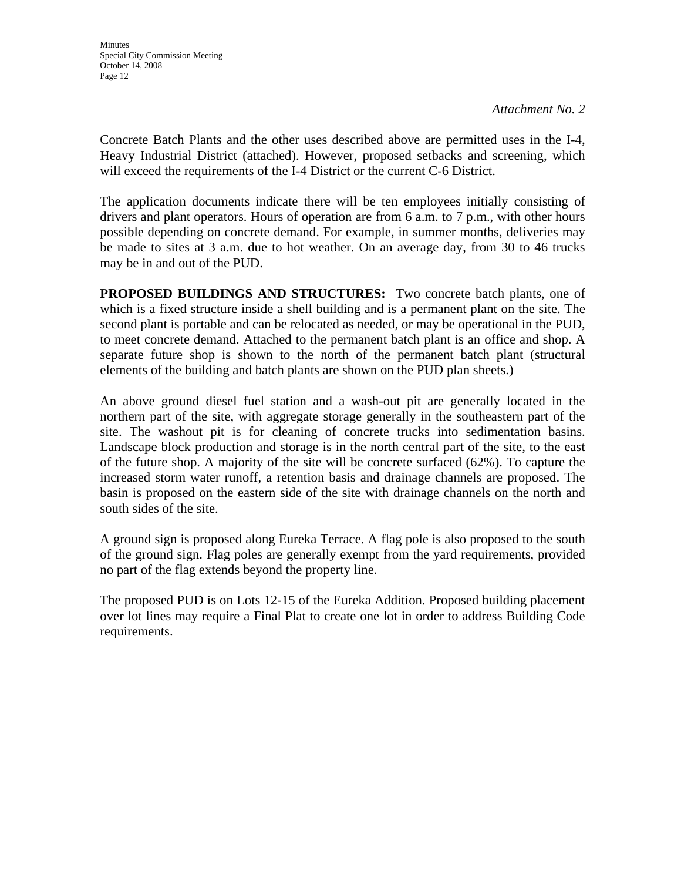*Attachment No. 2*

Concrete Batch Plants and the other uses described above are permitted uses in the I-4, Heavy Industrial District (attached). However, proposed setbacks and screening, which will exceed the requirements of the I-4 District or the current C-6 District.

The application documents indicate there will be ten employees initially consisting of drivers and plant operators. Hours of operation are from 6 a.m. to 7 p.m., with other hours possible depending on concrete demand. For example, in summer months, deliveries may be made to sites at 3 a.m. due to hot weather. On an average day, from 30 to 46 trucks may be in and out of the PUD.

**PROPOSED BUILDINGS AND STRUCTURES:** Two concrete batch plants, one of which is a fixed structure inside a shell building and is a permanent plant on the site. The second plant is portable and can be relocated as needed, or may be operational in the PUD, to meet concrete demand. Attached to the permanent batch plant is an office and shop. A separate future shop is shown to the north of the permanent batch plant (structural elements of the building and batch plants are shown on the PUD plan sheets.)

An above ground diesel fuel station and a wash-out pit are generally located in the northern part of the site, with aggregate storage generally in the southeastern part of the site. The washout pit is for cleaning of concrete trucks into sedimentation basins. Landscape block production and storage is in the north central part of the site, to the east of the future shop. A majority of the site will be concrete surfaced (62%). To capture the increased storm water runoff, a retention basis and drainage channels are proposed. The basin is proposed on the eastern side of the site with drainage channels on the north and south sides of the site.

A ground sign is proposed along Eureka Terrace. A flag pole is also proposed to the south of the ground sign. Flag poles are generally exempt from the yard requirements, provided no part of the flag extends beyond the property line.

The proposed PUD is on Lots 12-15 of the Eureka Addition. Proposed building placement over lot lines may require a Final Plat to create one lot in order to address Building Code requirements.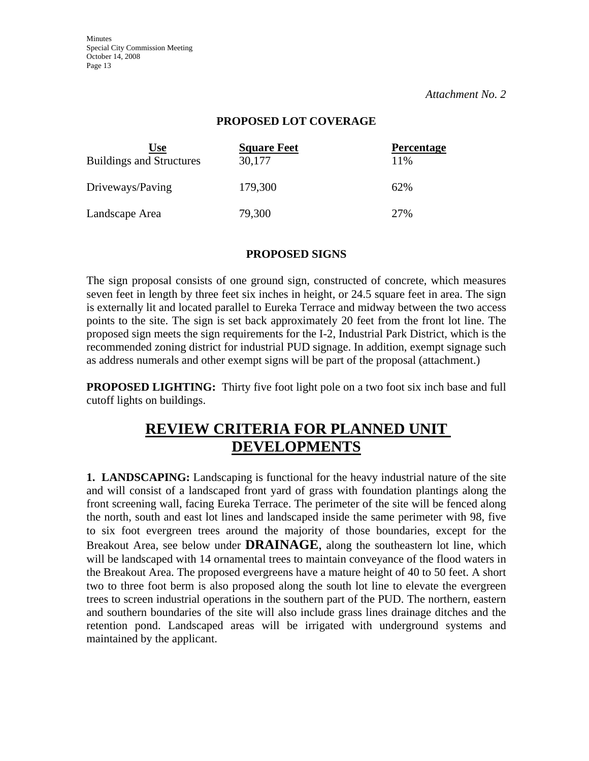*Attachment No. 2*

**PROPOSED LOT COVERAGE**

| Use | Square Feet | Percentage |
|---|---|---|
| Buildings and Structures | 30,177 | 11% |
| Driveways/Paving | 179,300 | 62% |
| Landscape Area | 79,300 | 27% |

**PROPOSED SIGNS**

The sign proposal consists of one ground sign, constructed of concrete, which measures seven feet in length by three feet six inches in height, or 24.5 square feet in area. The sign is externally lit and located parallel to Eureka Terrace and midway between the two access points to the site. The sign is set back approximately 20 feet from the front lot line. The proposed sign meets the sign requirements for the I-2, Industrial Park District, which is the recommended zoning district for industrial PUD signage. In addition, exempt signage such as address numerals and other exempt signs will be part of the proposal (attachment.)

**PROPOSED LIGHTING:** Thirty five foot light pole on a two foot six inch base and full cutoff lights on buildings.

# REVIEW CRITERIA FOR PLANNED UNIT DEVELOPMENTS

**1. LANDSCAPING:** Landscaping is functional for the heavy industrial nature of the site and will consist of a landscaped front yard of grass with foundation plantings along the front screening wall, facing Eureka Terrace. The perimeter of the site will be fenced along the north, south and east lot lines and landscaped inside the same perimeter with 98, five to six foot evergreen trees around the majority of those boundaries, except for the Breakout Area, see below under **DRAINAGE**, along the southeastern lot line, which will be landscaped with 14 ornamental trees to maintain conveyance of the flood waters in the Breakout Area. The proposed evergreens have a mature height of 40 to 50 feet. A short two to three foot berm is also proposed along the south lot line to elevate the evergreen trees to screen industrial operations in the southern part of the PUD. The northern, eastern and southern boundaries of the site will also include grass lines drainage ditches and the retention pond. Landscaped areas will be irrigated with underground systems and maintained by the applicant.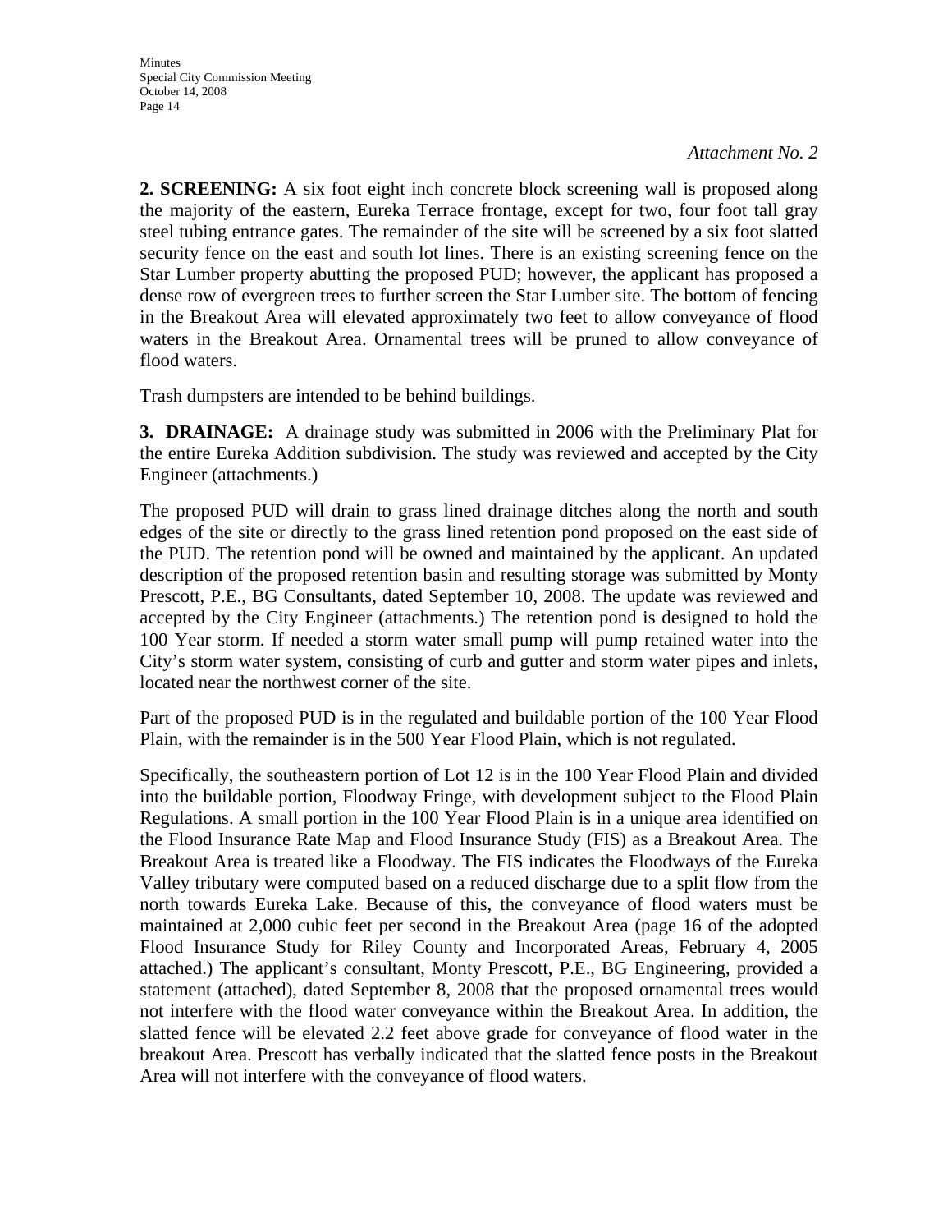*Attachment No. 2*

**2. SCREENING:** A six foot eight inch concrete block screening wall is proposed along the majority of the eastern, Eureka Terrace frontage, except for two, four foot tall gray steel tubing entrance gates. The remainder of the site will be screened by a six foot slatted security fence on the east and south lot lines. There is an existing screening fence on the Star Lumber property abutting the proposed PUD; however, the applicant has proposed a dense row of evergreen trees to further screen the Star Lumber site. The bottom of fencing in the Breakout Area will elevated approximately two feet to allow conveyance of flood waters in the Breakout Area. Ornamental trees will be pruned to allow conveyance of flood waters.

Trash dumpsters are intended to be behind buildings.

**3. DRAINAGE:** A drainage study was submitted in 2006 with the Preliminary Plat for the entire Eureka Addition subdivision. The study was reviewed and accepted by the City Engineer (attachments.)

The proposed PUD will drain to grass lined drainage ditches along the north and south edges of the site or directly to the grass lined retention pond proposed on the east side of the PUD. The retention pond will be owned and maintained by the applicant. An updated description of the proposed retention basin and resulting storage was submitted by Monty Prescott, P.E., BG Consultants, dated September 10, 2008. The update was reviewed and accepted by the City Engineer (attachments.) The retention pond is designed to hold the 100 Year storm. If needed a storm water small pump will pump retained water into the City's storm water system, consisting of curb and gutter and storm water pipes and inlets, located near the northwest corner of the site.

Part of the proposed PUD is in the regulated and buildable portion of the 100 Year Flood Plain, with the remainder is in the 500 Year Flood Plain, which is not regulated.

Specifically, the southeastern portion of Lot 12 is in the 100 Year Flood Plain and divided into the buildable portion, Floodway Fringe, with development subject to the Flood Plain Regulations. A small portion in the 100 Year Flood Plain is in a unique area identified on the Flood Insurance Rate Map and Flood Insurance Study (FIS) as a Breakout Area. The Breakout Area is treated like a Floodway. The FIS indicates the Floodways of the Eureka Valley tributary were computed based on a reduced discharge due to a split flow from the north towards Eureka Lake. Because of this, the conveyance of flood waters must be maintained at 2,000 cubic feet per second in the Breakout Area (page 16 of the adopted Flood Insurance Study for Riley County and Incorporated Areas, February 4, 2005 attached.) The applicant's consultant, Monty Prescott, P.E., BG Engineering, provided a statement (attached), dated September 8, 2008 that the proposed ornamental trees would not interfere with the flood water conveyance within the Breakout Area. In addition, the slatted fence will be elevated 2.2 feet above grade for conveyance of flood water in the breakout Area. Prescott has verbally indicated that the slatted fence posts in the Breakout Area will not interfere with the conveyance of flood waters.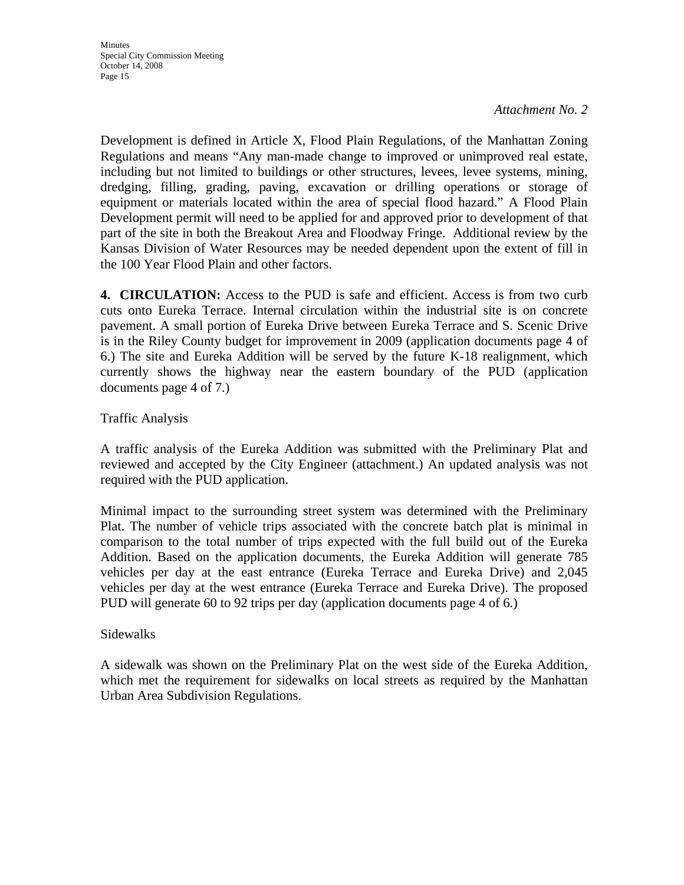*Attachment No. 2*

Development is defined in Article X, Flood Plain Regulations, of the Manhattan Zoning Regulations and means "Any man-made change to improved or unimproved real estate, including but not limited to buildings or other structures, levees, levee systems, mining, dredging, filling, grading, paving, excavation or drilling operations or storage of equipment or materials located within the area of special flood hazard." A Flood Plain Development permit will need to be applied for and approved prior to development of that part of the site in both the Breakout Area and Floodway Fringe. Additional review by the Kansas Division of Water Resources may be needed dependent upon the extent of fill in the 100 Year Flood Plain and other factors.

**4. CIRCULATION:** Access to the PUD is safe and efficient. Access is from two curb cuts onto Eureka Terrace. Internal circulation within the industrial site is on concrete pavement. A small portion of Eureka Drive between Eureka Terrace and S. Scenic Drive is in the Riley County budget for improvement in 2009 (application documents page 4 of 6.) The site and Eureka Addition will be served by the future K-18 realignment, which currently shows the highway near the eastern boundary of the PUD (application documents page 4 of 7.)

Traffic Analysis

A traffic analysis of the Eureka Addition was submitted with the Preliminary Plat and reviewed and accepted by the City Engineer (attachment.) An updated analysis was not required with the PUD application.

Minimal impact to the surrounding street system was determined with the Preliminary Plat. The number of vehicle trips associated with the concrete batch plat is minimal in comparison to the total number of trips expected with the full build out of the Eureka Addition. Based on the application documents, the Eureka Addition will generate 785 vehicles per day at the east entrance (Eureka Terrace and Eureka Drive) and 2,045 vehicles per day at the west entrance (Eureka Terrace and Eureka Drive). The proposed PUD will generate 60 to 92 trips per day (application documents page 4 of 6.)

Sidewalks

A sidewalk was shown on the Preliminary Plat on the west side of the Eureka Addition, which met the requirement for sidewalks on local streets as required by the Manhattan Urban Area Subdivision Regulations.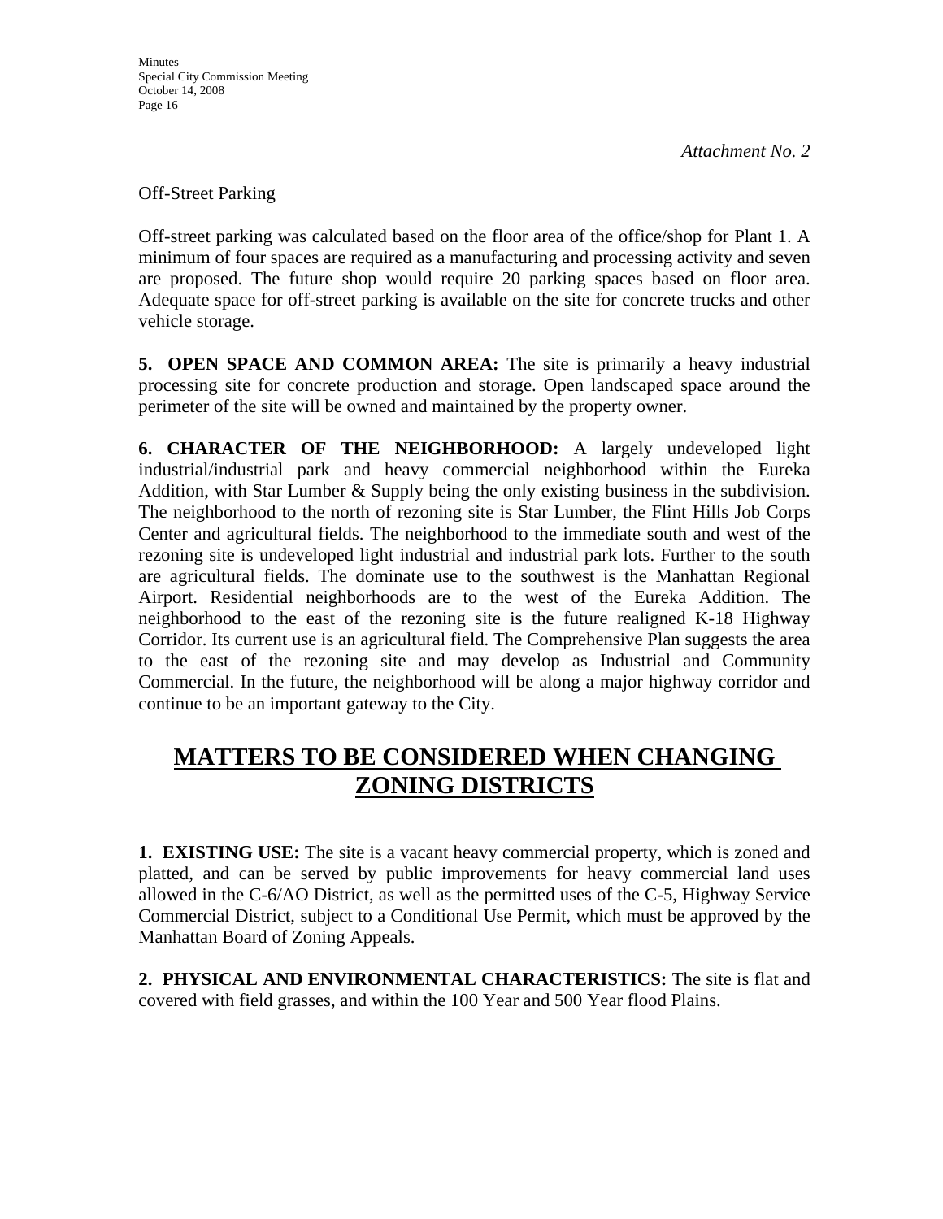*Attachment No. 2*

Off-Street Parking

Off-street parking was calculated based on the floor area of the office/shop for Plant 1. A minimum of four spaces are required as a manufacturing and processing activity and seven are proposed. The future shop would require 20 parking spaces based on floor area. Adequate space for off-street parking is available on the site for concrete trucks and other vehicle storage.

**5. OPEN SPACE AND COMMON AREA:** The site is primarily a heavy industrial processing site for concrete production and storage. Open landscaped space around the perimeter of the site will be owned and maintained by the property owner.

**6. CHARACTER OF THE NEIGHBORHOOD:** A largely undeveloped light industrial/industrial park and heavy commercial neighborhood within the Eureka Addition, with Star Lumber & Supply being the only existing business in the subdivision. The neighborhood to the north of rezoning site is Star Lumber, the Flint Hills Job Corps Center and agricultural fields. The neighborhood to the immediate south and west of the rezoning site is undeveloped light industrial and industrial park lots. Further to the south are agricultural fields. The dominate use to the southwest is the Manhattan Regional Airport. Residential neighborhoods are to the west of the Eureka Addition. The neighborhood to the east of the rezoning site is the future realigned K-18 Highway Corridor. Its current use is an agricultural field. The Comprehensive Plan suggests the area to the east of the rezoning site and may develop as Industrial and Community Commercial. In the future, the neighborhood will be along a major highway corridor and continue to be an important gateway to the City.

## MATTERS TO BE CONSIDERED WHEN CHANGING ZONING DISTRICTS

**1. EXISTING USE:** The site is a vacant heavy commercial property, which is zoned and platted, and can be served by public improvements for heavy commercial land uses allowed in the C-6/AO District, as well as the permitted uses of the C-5, Highway Service Commercial District, subject to a Conditional Use Permit, which must be approved by the Manhattan Board of Zoning Appeals.

**2. PHYSICAL AND ENVIRONMENTAL CHARACTERISTICS:** The site is flat and covered with field grasses, and within the 100 Year and 500 Year flood Plains.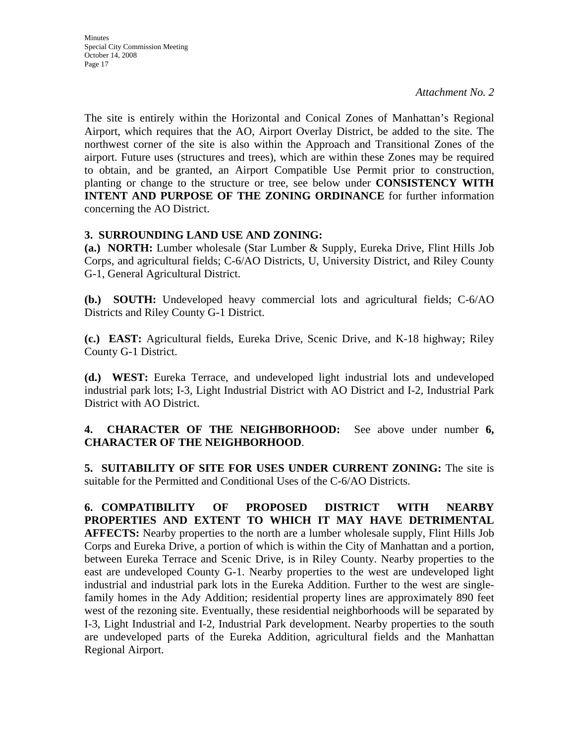*Attachment No. 2*

The site is entirely within the Horizontal and Conical Zones of Manhattan's Regional Airport, which requires that the AO, Airport Overlay District, be added to the site. The northwest corner of the site is also within the Approach and Transitional Zones of the airport. Future uses (structures and trees), which are within these Zones may be required to obtain, and be granted, an Airport Compatible Use Permit prior to construction, planting or change to the structure or tree, see below under **CONSISTENCY WITH INTENT AND PURPOSE OF THE ZONING ORDINANCE** for further information concerning the AO District.

**3. SURROUNDING LAND USE AND ZONING:**

**(a.) NORTH:** Lumber wholesale (Star Lumber & Supply, Eureka Drive, Flint Hills Job Corps, and agricultural fields; C-6/AO Districts, U, University District, and Riley County G-1, General Agricultural District.

**(b.) SOUTH:** Undeveloped heavy commercial lots and agricultural fields; C-6/AO Districts and Riley County G-1 District.

**(c.) EAST:** Agricultural fields, Eureka Drive, Scenic Drive, and K-18 highway; Riley County G-1 District.

**(d.) WEST:** Eureka Terrace, and undeveloped light industrial lots and undeveloped industrial park lots; I-3, Light Industrial District with AO District and I-2, Industrial Park District with AO District.

**4. CHARACTER OF THE NEIGHBORHOOD:** See above under number **6, CHARACTER OF THE NEIGHBORHOOD**.

**5. SUITABILITY OF SITE FOR USES UNDER CURRENT ZONING:** The site is suitable for the Permitted and Conditional Uses of the C-6/AO Districts.

**6. COMPATIBILITY OF PROPOSED DISTRICT WITH NEARBY PROPERTIES AND EXTENT TO WHICH IT MAY HAVE DETRIMENTAL AFFECTS:** Nearby properties to the north are a lumber wholesale supply, Flint Hills Job Corps and Eureka Drive, a portion of which is within the City of Manhattan and a portion, between Eureka Terrace and Scenic Drive, is in Riley County. Nearby properties to the east are undeveloped County G-1. Nearby properties to the west are undeveloped light industrial and industrial park lots in the Eureka Addition. Further to the west are single-family homes in the Ady Addition; residential property lines are approximately 890 feet west of the rezoning site. Eventually, these residential neighborhoods will be separated by I-3, Light Industrial and I-2, Industrial Park development. Nearby properties to the south are undeveloped parts of the Eureka Addition, agricultural fields and the Manhattan Regional Airport.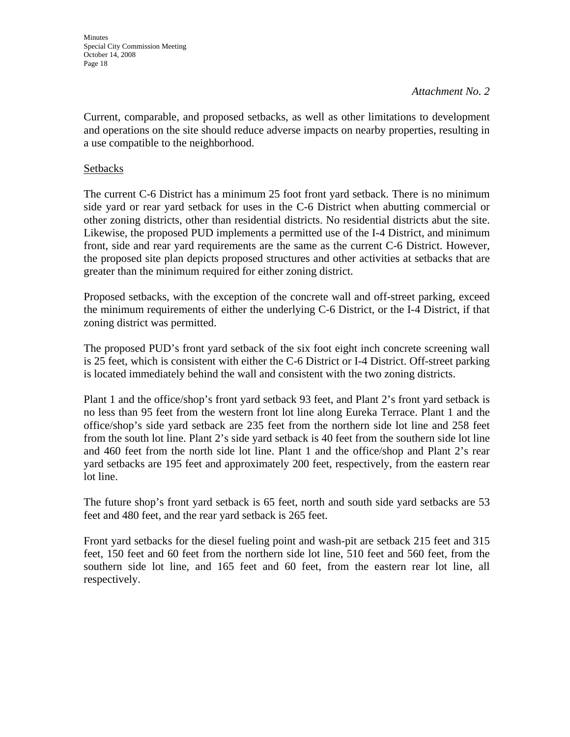*Attachment No. 2*

Current, comparable, and proposed setbacks, as well as other limitations to development and operations on the site should reduce adverse impacts on nearby properties, resulting in a use compatible to the neighborhood.

Setbacks

The current C-6 District has a minimum 25 foot front yard setback. There is no minimum side yard or rear yard setback for uses in the C-6 District when abutting commercial or other zoning districts, other than residential districts. No residential districts abut the site. Likewise, the proposed PUD implements a permitted use of the I-4 District, and minimum front, side and rear yard requirements are the same as the current C-6 District. However, the proposed site plan depicts proposed structures and other activities at setbacks that are greater than the minimum required for either zoning district.

Proposed setbacks, with the exception of the concrete wall and off-street parking, exceed the minimum requirements of either the underlying C-6 District, or the I-4 District, if that zoning district was permitted.

The proposed PUD's front yard setback of the six foot eight inch concrete screening wall is 25 feet, which is consistent with either the C-6 District or I-4 District. Off-street parking is located immediately behind the wall and consistent with the two zoning districts.

Plant 1 and the office/shop's front yard setback 93 feet, and Plant 2's front yard setback is no less than 95 feet from the western front lot line along Eureka Terrace. Plant 1 and the office/shop's side yard setback are 235 feet from the northern side lot line and 258 feet from the south lot line. Plant 2's side yard setback is 40 feet from the southern side lot line and 460 feet from the north side lot line. Plant 1 and the office/shop and Plant 2's rear yard setbacks are 195 feet and approximately 200 feet, respectively, from the eastern rear lot line.

The future shop's front yard setback is 65 feet, north and south side yard setbacks are 53 feet and 480 feet, and the rear yard setback is 265 feet.

Front yard setbacks for the diesel fueling point and wash-pit are setback 215 feet and 315 feet, 150 feet and 60 feet from the northern side lot line, 510 feet and 560 feet, from the southern side lot line, and 165 feet and 60 feet, from the eastern rear lot line, all respectively.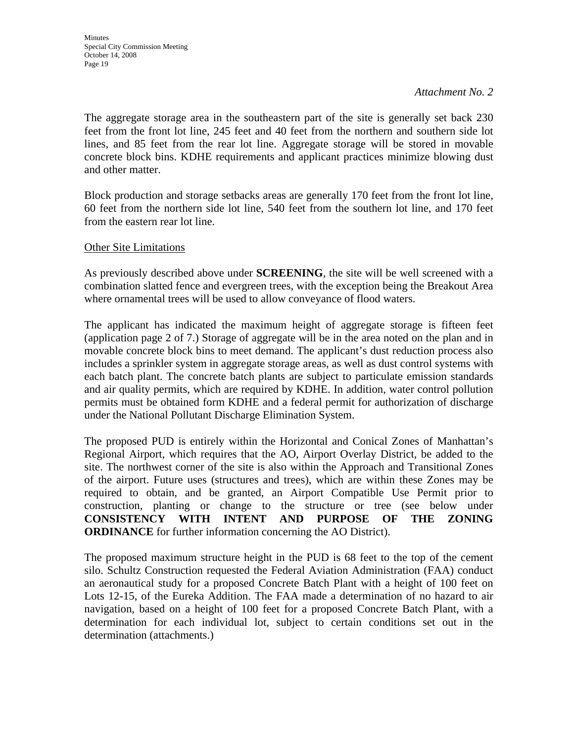*Attachment No. 2*

The aggregate storage area in the southeastern part of the site is generally set back 230 feet from the front lot line, 245 feet and 40 feet from the northern and southern side lot lines, and 85 feet from the rear lot line. Aggregate storage will be stored in movable concrete block bins. KDHE requirements and applicant practices minimize blowing dust and other matter.

Block production and storage setbacks areas are generally 170 feet from the front lot line, 60 feet from the northern side lot line, 540 feet from the southern lot line, and 170 feet from the eastern rear lot line.

<u>Other Site Limitations</u>

As previously described above under **SCREENING**, the site will be well screened with a combination slatted fence and evergreen trees, with the exception being the Breakout Area where ornamental trees will be used to allow conveyance of flood waters.

The applicant has indicated the maximum height of aggregate storage is fifteen feet (application page 2 of 7.) Storage of aggregate will be in the area noted on the plan and in movable concrete block bins to meet demand. The applicant's dust reduction process also includes a sprinkler system in aggregate storage areas, as well as dust control systems with each batch plant. The concrete batch plants are subject to particulate emission standards and air quality permits, which are required by KDHE. In addition, water control pollution permits must be obtained form KDHE and a federal permit for authorization of discharge under the National Pollutant Discharge Elimination System.

The proposed PUD is entirely within the Horizontal and Conical Zones of Manhattan's Regional Airport, which requires that the AO, Airport Overlay District, be added to the site. The northwest corner of the site is also within the Approach and Transitional Zones of the airport. Future uses (structures and trees), which are within these Zones may be required to obtain, and be granted, an Airport Compatible Use Permit prior to construction, planting or change to the structure or tree (see below under **CONSISTENCY WITH INTENT AND PURPOSE OF THE ZONING ORDINANCE** for further information concerning the AO District).

The proposed maximum structure height in the PUD is 68 feet to the top of the cement silo. Schultz Construction requested the Federal Aviation Administration (FAA) conduct an aeronautical study for a proposed Concrete Batch Plant with a height of 100 feet on Lots 12-15, of the Eureka Addition. The FAA made a determination of no hazard to air navigation, based on a height of 100 feet for a proposed Concrete Batch Plant, with a determination for each individual lot, subject to certain conditions set out in the determination (attachments.)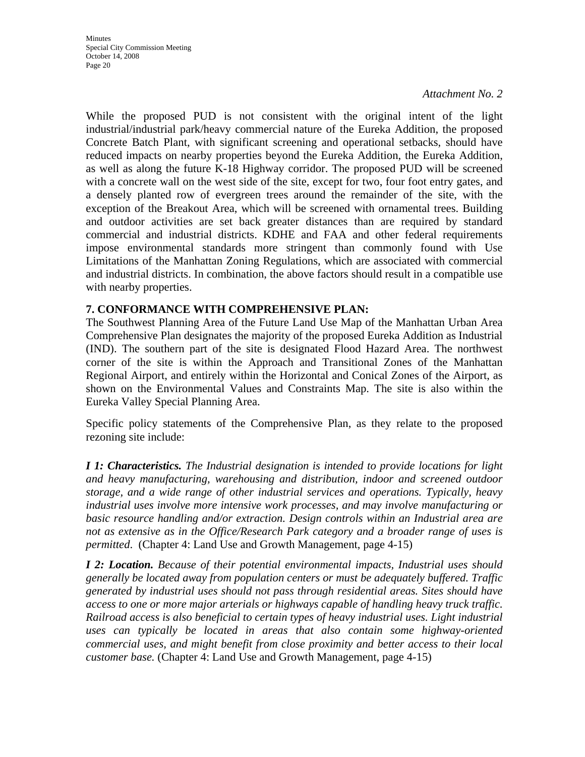*Attachment No. 2*

While the proposed PUD is not consistent with the original intent of the light industrial/industrial park/heavy commercial nature of the Eureka Addition, the proposed Concrete Batch Plant, with significant screening and operational setbacks, should have reduced impacts on nearby properties beyond the Eureka Addition, the Eureka Addition, as well as along the future K-18 Highway corridor. The proposed PUD will be screened with a concrete wall on the west side of the site, except for two, four foot entry gates, and a densely planted row of evergreen trees around the remainder of the site, with the exception of the Breakout Area, which will be screened with ornamental trees. Building and outdoor activities are set back greater distances than are required by standard commercial and industrial districts. KDHE and FAA and other federal requirements impose environmental standards more stringent than commonly found with Use Limitations of the Manhattan Zoning Regulations, which are associated with commercial and industrial districts. In combination, the above factors should result in a compatible use with nearby properties.

**7. CONFORMANCE WITH COMPREHENSIVE PLAN:**

The Southwest Planning Area of the Future Land Use Map of the Manhattan Urban Area Comprehensive Plan designates the majority of the proposed Eureka Addition as Industrial (IND). The southern part of the site is designated Flood Hazard Area. The northwest corner of the site is within the Approach and Transitional Zones of the Manhattan Regional Airport, and entirely within the Horizontal and Conical Zones of the Airport, as shown on the Environmental Values and Constraints Map. The site is also within the Eureka Valley Special Planning Area.

Specific policy statements of the Comprehensive Plan, as they relate to the proposed rezoning site include:

***I 1: Characteristics.*** *The Industrial designation is intended to provide locations for light and heavy manufacturing, warehousing and distribution, indoor and screened outdoor storage, and a wide range of other industrial services and operations. Typically, heavy industrial uses involve more intensive work processes, and may involve manufacturing or basic resource handling and/or extraction. Design controls within an Industrial area are not as extensive as in the Office/Research Park category and a broader range of uses is permitted*. (Chapter 4: Land Use and Growth Management, page 4-15)

***I 2: Location.*** *Because of their potential environmental impacts, Industrial uses should generally be located away from population centers or must be adequately buffered. Traffic generated by industrial uses should not pass through residential areas. Sites should have access to one or more major arterials or highways capable of handling heavy truck traffic. Railroad access is also beneficial to certain types of heavy industrial uses. Light industrial uses can typically be located in areas that also contain some highway-oriented commercial uses, and might benefit from close proximity and better access to their local customer base.* (Chapter 4: Land Use and Growth Management, page 4-15)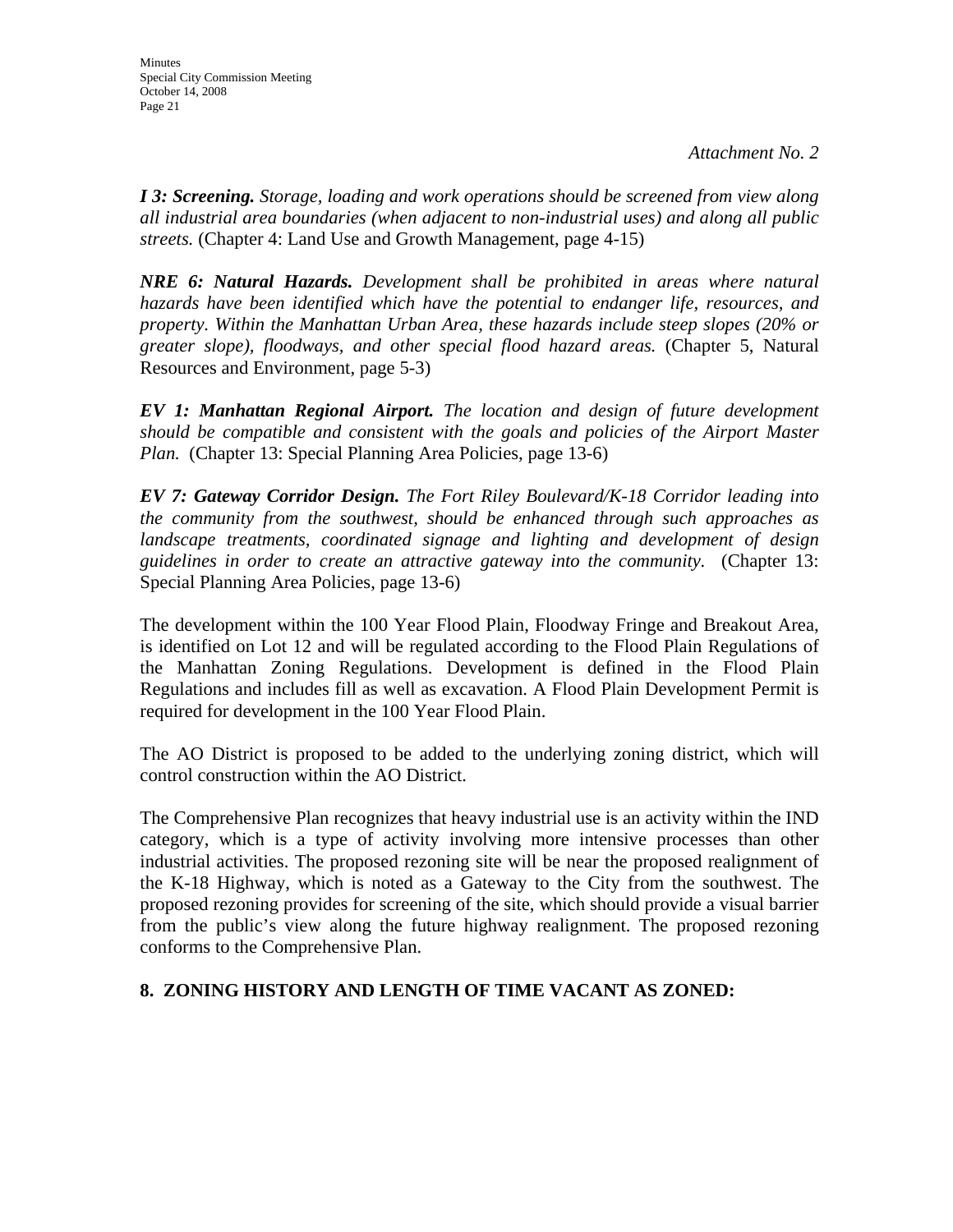*Attachment No. 2*

***I 3: Screening.*** *Storage, loading and work operations should be screened from view along all industrial area boundaries (when adjacent to non-industrial uses) and along all public streets.* (Chapter 4: Land Use and Growth Management, page 4-15)

***NRE 6: Natural Hazards.*** *Development shall be prohibited in areas where natural hazards have been identified which have the potential to endanger life, resources, and property. Within the Manhattan Urban Area, these hazards include steep slopes (20% or greater slope), floodways, and other special flood hazard areas.* (Chapter 5, Natural Resources and Environment, page 5-3)

***EV 1: Manhattan Regional Airport.*** *The location and design of future development should be compatible and consistent with the goals and policies of the Airport Master Plan.* (Chapter 13: Special Planning Area Policies, page 13-6)

***EV 7: Gateway Corridor Design.*** *The Fort Riley Boulevard/K-18 Corridor leading into the community from the southwest, should be enhanced through such approaches as landscape treatments, coordinated signage and lighting and development of design guidelines in order to create an attractive gateway into the community.* (Chapter 13: Special Planning Area Policies, page 13-6)

The development within the 100 Year Flood Plain, Floodway Fringe and Breakout Area, is identified on Lot 12 and will be regulated according to the Flood Plain Regulations of the Manhattan Zoning Regulations. Development is defined in the Flood Plain Regulations and includes fill as well as excavation. A Flood Plain Development Permit is required for development in the 100 Year Flood Plain.

The AO District is proposed to be added to the underlying zoning district, which will control construction within the AO District.

The Comprehensive Plan recognizes that heavy industrial use is an activity within the IND category, which is a type of activity involving more intensive processes than other industrial activities. The proposed rezoning site will be near the proposed realignment of the K-18 Highway, which is noted as a Gateway to the City from the southwest. The proposed rezoning provides for screening of the site, which should provide a visual barrier from the public's view along the future highway realignment. The proposed rezoning conforms to the Comprehensive Plan.

## 8. ZONING HISTORY AND LENGTH OF TIME VACANT AS ZONED: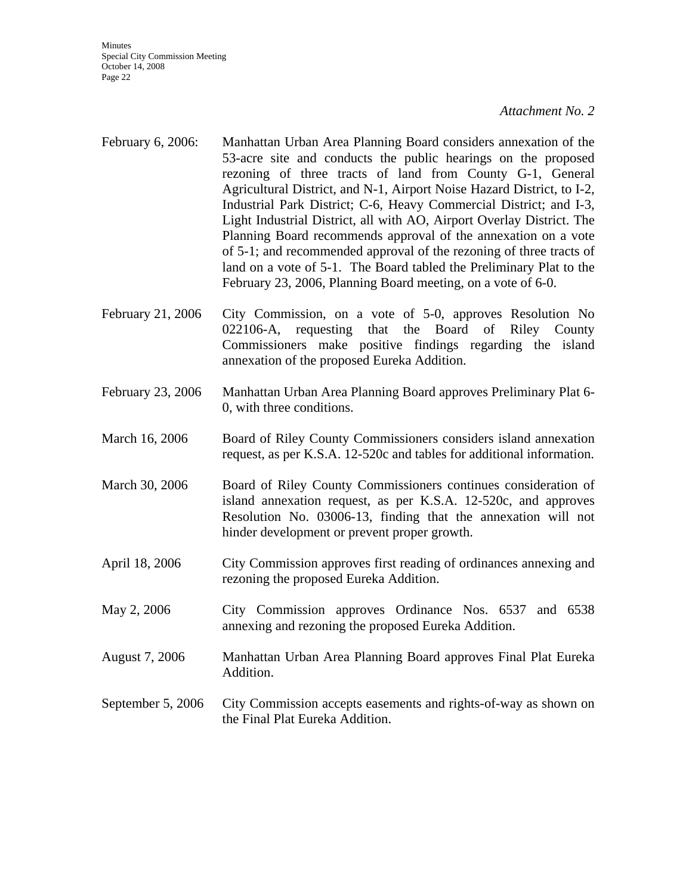*Attachment No. 2*

| | |
|---|---|
| February 6, 2006: | Manhattan Urban Area Planning Board considers annexation of the 53-acre site and conducts the public hearings on the proposed rezoning of three tracts of land from County G-1, General Agricultural District, and N-1, Airport Noise Hazard District, to I-2, Industrial Park District; C-6, Heavy Commercial District; and I-3, Light Industrial District, all with AO, Airport Overlay District. The Planning Board recommends approval of the annexation on a vote of 5-1; and recommended approval of the rezoning of three tracts of land on a vote of 5-1. The Board tabled the Preliminary Plat to the February 23, 2006, Planning Board meeting, on a vote of 6-0. |
| February 21, 2006 | City Commission, on a vote of 5-0, approves Resolution No 022106-A, requesting that the Board of Riley County Commissioners make positive findings regarding the island annexation of the proposed Eureka Addition. |
| February 23, 2006 | Manhattan Urban Area Planning Board approves Preliminary Plat 6-0, with three conditions. |
| March 16, 2006 | Board of Riley County Commissioners considers island annexation request, as per K.S.A. 12-520c and tables for additional information. |
| March 30, 2006 | Board of Riley County Commissioners continues consideration of island annexation request, as per K.S.A. 12-520c, and approves Resolution No. 03006-13, finding that the annexation will not hinder development or prevent proper growth. |
| April 18, 2006 | City Commission approves first reading of ordinances annexing and rezoning the proposed Eureka Addition. |
| May 2, 2006 | City Commission approves Ordinance Nos. 6537 and 6538 annexing and rezoning the proposed Eureka Addition. |
| August 7, 2006 | Manhattan Urban Area Planning Board approves Final Plat Eureka Addition. |
| September 5, 2006 | City Commission accepts easements and rights-of-way as shown on the Final Plat Eureka Addition. |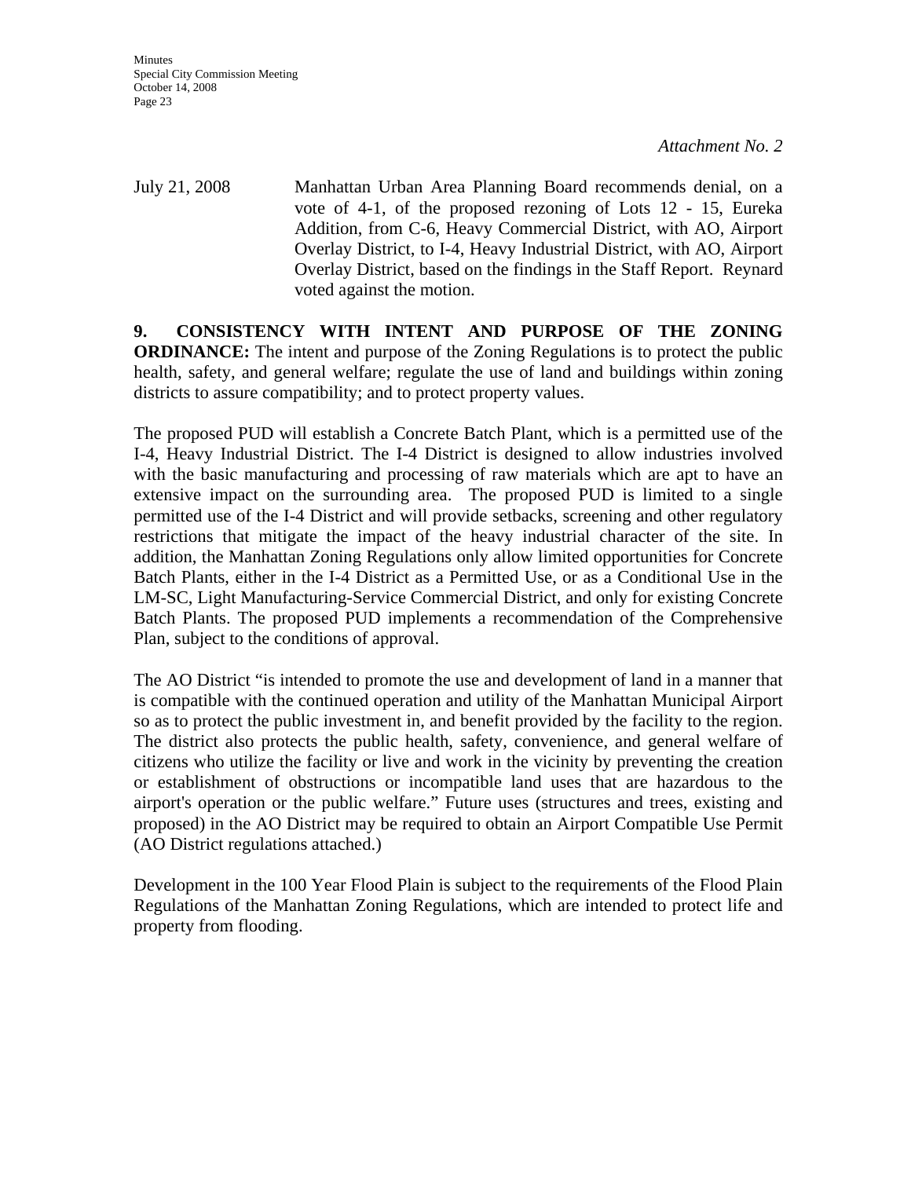*Attachment No. 2*

July 21, 2008 Manhattan Urban Area Planning Board recommends denial, on a vote of 4-1, of the proposed rezoning of Lots 12 - 15, Eureka Addition, from C-6, Heavy Commercial District, with AO, Airport Overlay District, to I-4, Heavy Industrial District, with AO, Airport Overlay District, based on the findings in the Staff Report. Reynard voted against the motion.

**9. CONSISTENCY WITH INTENT AND PURPOSE OF THE ZONING ORDINANCE:** The intent and purpose of the Zoning Regulations is to protect the public health, safety, and general welfare; regulate the use of land and buildings within zoning districts to assure compatibility; and to protect property values.

The proposed PUD will establish a Concrete Batch Plant, which is a permitted use of the I-4, Heavy Industrial District. The I-4 District is designed to allow industries involved with the basic manufacturing and processing of raw materials which are apt to have an extensive impact on the surrounding area. The proposed PUD is limited to a single permitted use of the I-4 District and will provide setbacks, screening and other regulatory restrictions that mitigate the impact of the heavy industrial character of the site. In addition, the Manhattan Zoning Regulations only allow limited opportunities for Concrete Batch Plants, either in the I-4 District as a Permitted Use, or as a Conditional Use in the LM-SC, Light Manufacturing-Service Commercial District, and only for existing Concrete Batch Plants. The proposed PUD implements a recommendation of the Comprehensive Plan, subject to the conditions of approval.

The AO District "is intended to promote the use and development of land in a manner that is compatible with the continued operation and utility of the Manhattan Municipal Airport so as to protect the public investment in, and benefit provided by the facility to the region. The district also protects the public health, safety, convenience, and general welfare of citizens who utilize the facility or live and work in the vicinity by preventing the creation or establishment of obstructions or incompatible land uses that are hazardous to the airport's operation or the public welfare." Future uses (structures and trees, existing and proposed) in the AO District may be required to obtain an Airport Compatible Use Permit (AO District regulations attached.)

Development in the 100 Year Flood Plain is subject to the requirements of the Flood Plain Regulations of the Manhattan Zoning Regulations, which are intended to protect life and property from flooding.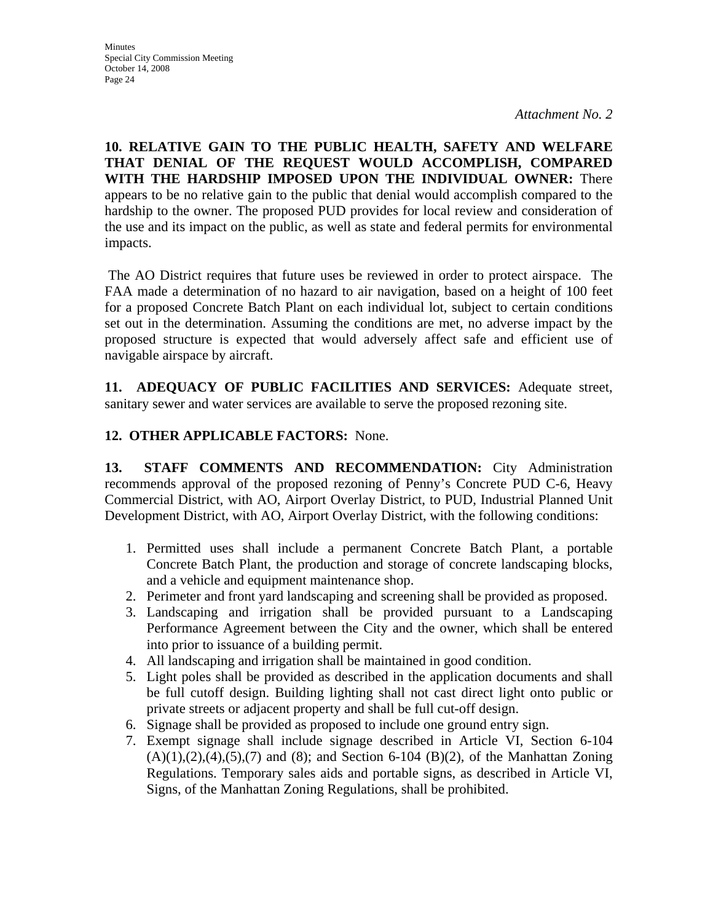*Attachment No. 2*

**10. RELATIVE GAIN TO THE PUBLIC HEALTH, SAFETY AND WELFARE THAT DENIAL OF THE REQUEST WOULD ACCOMPLISH, COMPARED WITH THE HARDSHIP IMPOSED UPON THE INDIVIDUAL OWNER:** There appears to be no relative gain to the public that denial would accomplish compared to the hardship to the owner. The proposed PUD provides for local review and consideration of the use and its impact on the public, as well as state and federal permits for environmental impacts.

The AO District requires that future uses be reviewed in order to protect airspace. The FAA made a determination of no hazard to air navigation, based on a height of 100 feet for a proposed Concrete Batch Plant on each individual lot, subject to certain conditions set out in the determination. Assuming the conditions are met, no adverse impact by the proposed structure is expected that would adversely affect safe and efficient use of navigable airspace by aircraft.

**11. ADEQUACY OF PUBLIC FACILITIES AND SERVICES:** Adequate street, sanitary sewer and water services are available to serve the proposed rezoning site.

**12. OTHER APPLICABLE FACTORS:** None.

**13. STAFF COMMENTS AND RECOMMENDATION:** City Administration recommends approval of the proposed rezoning of Penny's Concrete PUD C-6, Heavy Commercial District, with AO, Airport Overlay District, to PUD, Industrial Planned Unit Development District, with AO, Airport Overlay District, with the following conditions:

1. Permitted uses shall include a permanent Concrete Batch Plant, a portable Concrete Batch Plant, the production and storage of concrete landscaping blocks, and a vehicle and equipment maintenance shop.
2. Perimeter and front yard landscaping and screening shall be provided as proposed.
3. Landscaping and irrigation shall be provided pursuant to a Landscaping Performance Agreement between the City and the owner, which shall be entered into prior to issuance of a building permit.
4. All landscaping and irrigation shall be maintained in good condition.
5. Light poles shall be provided as described in the application documents and shall be full cutoff design. Building lighting shall not cast direct light onto public or private streets or adjacent property and shall be full cut-off design.
6. Signage shall be provided as proposed to include one ground entry sign.
7. Exempt signage shall include signage described in Article VI, Section 6-104 (A)(1),(2),(4),(5),(7) and (8); and Section 6-104 (B)(2), of the Manhattan Zoning Regulations. Temporary sales aids and portable signs, as described in Article VI, Signs, of the Manhattan Zoning Regulations, shall be prohibited.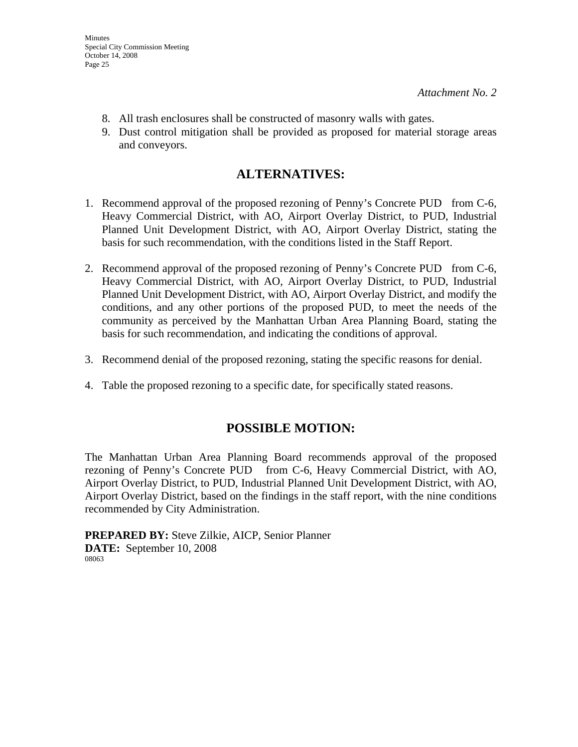*Attachment No. 2*

8. All trash enclosures shall be constructed of masonry walls with gates.
9. Dust control mitigation shall be provided as proposed for material storage areas and conveyors.

## ALTERNATIVES:

1. Recommend approval of the proposed rezoning of Penny's Concrete PUD from C-6, Heavy Commercial District, with AO, Airport Overlay District, to PUD, Industrial Planned Unit Development District, with AO, Airport Overlay District, stating the basis for such recommendation, with the conditions listed in the Staff Report.

2. Recommend approval of the proposed rezoning of Penny's Concrete PUD from C-6, Heavy Commercial District, with AO, Airport Overlay District, to PUD, Industrial Planned Unit Development District, with AO, Airport Overlay District, and modify the conditions, and any other portions of the proposed PUD, to meet the needs of the community as perceived by the Manhattan Urban Area Planning Board, stating the basis for such recommendation, and indicating the conditions of approval.

3. Recommend denial of the proposed rezoning, stating the specific reasons for denial.

4. Table the proposed rezoning to a specific date, for specifically stated reasons.

## POSSIBLE MOTION:

The Manhattan Urban Area Planning Board recommends approval of the proposed rezoning of Penny's Concrete PUD from C-6, Heavy Commercial District, with AO, Airport Overlay District, to PUD, Industrial Planned Unit Development District, with AO, Airport Overlay District, based on the findings in the staff report, with the nine conditions recommended by City Administration.

**PREPARED BY:** Steve Zilkie, AICP, Senior Planner
**DATE:** September 10, 2008
08063